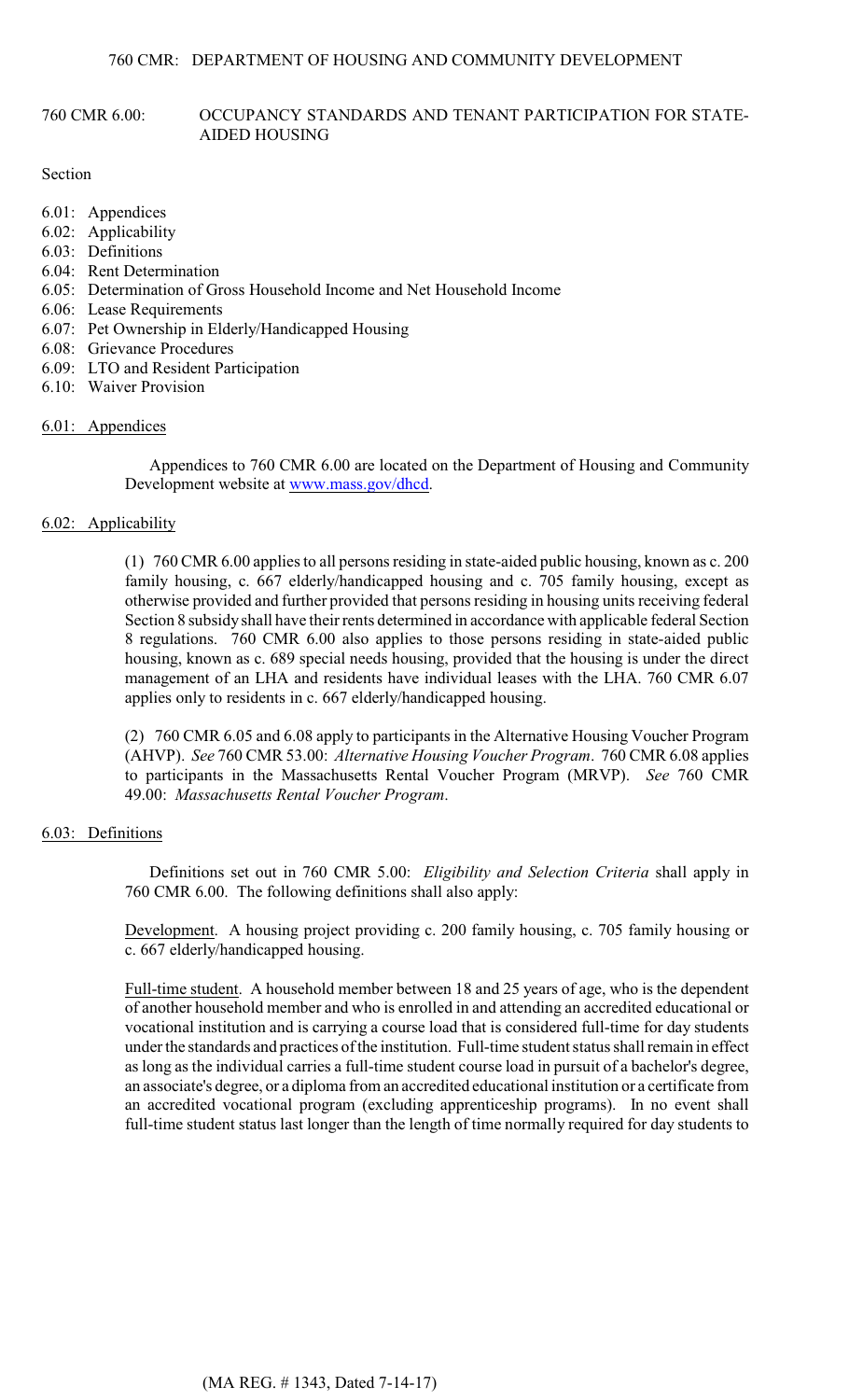# 760 CMR 6.00: OCCUPANCY STANDARDS AND TENANT PARTICIPATION FOR STATE-AIDED HOUSING

Section

- 6.01: Appendices
- 6.02: Applicability
- 6.03: Definitions
- 6.04: Rent Determination
- 6.05: Determination of Gross Household Income and Net Household Income
- 6.06: Lease Requirements
- 6.07: Pet Ownership in Elderly/Handicapped Housing
- 6.08: Grievance Procedures
- 6.09: LTO and Resident Participation
- 6.10: Waiver Provision

## 6.01: Appendices

Appendices to 760 CMR 6.00 are located on the Department of Housing and Community Development website at www.mass.gov/dhcd.

## 6.02: Applicability

(1) 760 CMR 6.00 applies to all persons residing in state-aided public housing, known as c. 200 family housing, c. 667 elderly/handicapped housing and c. 705 family housing, except as otherwise provided and further provided that persons residing in housing units receiving federal Section 8 subsidy shall have their rents determined in accordance with applicable federal Section 8 regulations. 760 CMR 6.00 also applies to those persons residing in state-aided public housing, known as c. 689 special needs housing, provided that the housing is under the direct management of an LHA and residents have individual leases with the LHA. 760 CMR 6.07 applies only to residents in c. 667 elderly/handicapped housing.

(2) 760 CMR 6.05 and 6.08 apply to participants in the Alternative Housing Voucher Program (AHVP). *See* 760 CMR 53.00: *Alternative Housing Voucher Program*. 760 CMR 6.08 applies to participants in the Massachusetts Rental Voucher Program (MRVP). *See* 760 CMR 49.00: *Massachusetts Rental Voucher Program*.

## 6.03: Definitions

Definitions set out in 760 CMR 5.00: *Eligibility and Selection Criteria* shall apply in 760 CMR 6.00. The following definitions shall also apply:

Development. A housing project providing c. 200 family housing, c. 705 family housing or c. 667 elderly/handicapped housing.

Full-time student. A household member between 18 and 25 years of age, who is the dependent of another household member and who is enrolled in and attending an accredited educational or vocational institution and is carrying a course load that is considered full-time for day students under the standards and practices of the institution. Full-time student status shall remain in effect as long as the individual carries a full-time student course load in pursuit of a bachelor's degree, an associate's degree, or a diploma from an accredited educational institution or a certificate from an accredited vocational program (excluding apprenticeship programs). In no event shall full-time student status last longer than the length of time normally required for day students to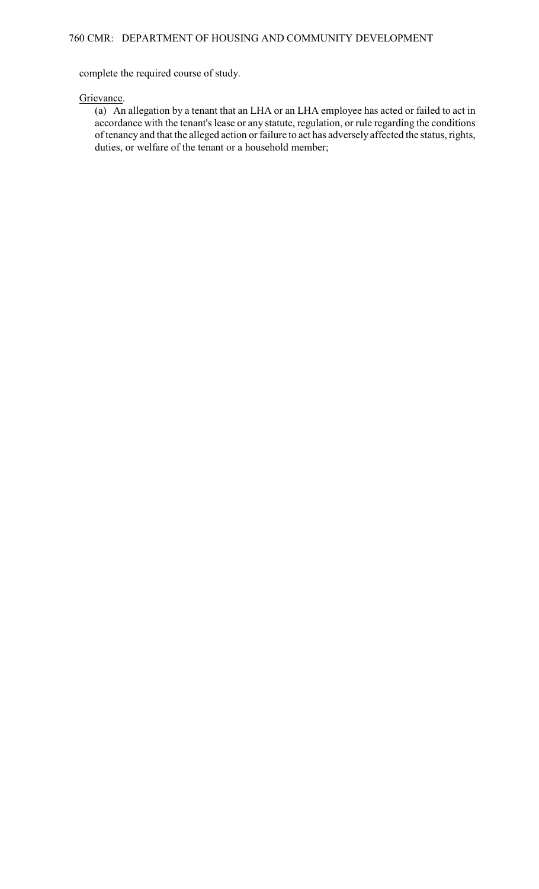complete the required course of study.

Grievance.

(a) An allegation by a tenant that an LHA or an LHA employee has acted or failed to act in accordance with the tenant's lease or any statute, regulation, or rule regarding the conditions of tenancy and that the alleged action or failure to act has adversely affected the status, rights, duties, or welfare of the tenant or a household member;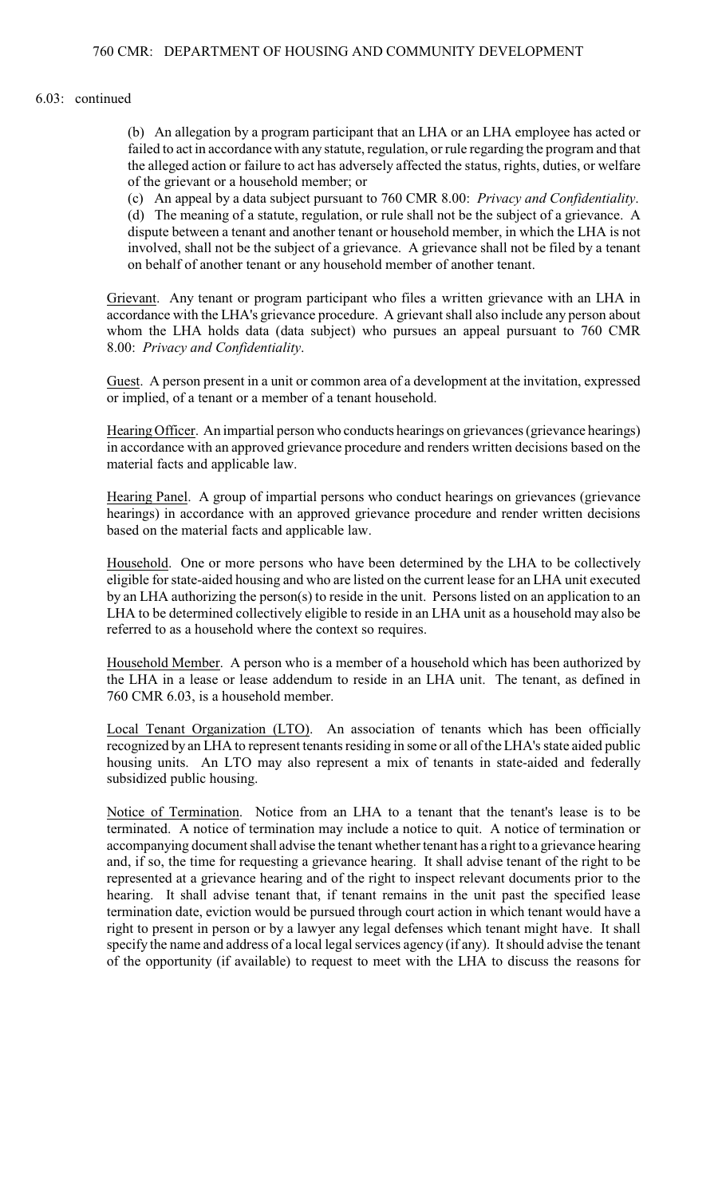6.03: continued

(b) An allegation by a program participant that an LHA or an LHA employee has acted or failed to act in accordance with any statute, regulation, or rule regarding the program and that the alleged action or failure to act has adversely affected the status, rights, duties, or welfare of the grievant or a household member; or

(c) An appeal by a data subject pursuant to 760 CMR 8.00: *Privacy and Confidentiality*.

(d) The meaning of a statute, regulation, or rule shall not be the subject of a grievance. A dispute between a tenant and another tenant or household member, in which the LHA is not involved, shall not be the subject of a grievance. A grievance shall not be filed by a tenant on behalf of another tenant or any household member of another tenant.

Grievant. Any tenant or program participant who files a written grievance with an LHA in accordance with the LHA's grievance procedure. A grievant shall also include any person about whom the LHA holds data (data subject) who pursues an appeal pursuant to 760 CMR 8.00: *Privacy and Confidentiality*.

Guest. A person present in a unit or common area of a development at the invitation, expressed or implied, of a tenant or a member of a tenant household.

Hearing Officer. An impartial person who conducts hearings on grievances (grievance hearings) in accordance with an approved grievance procedure and renders written decisions based on the material facts and applicable law.

Hearing Panel. A group of impartial persons who conduct hearings on grievances (grievance hearings) in accordance with an approved grievance procedure and render written decisions based on the material facts and applicable law.

Household. One or more persons who have been determined by the LHA to be collectively eligible for state-aided housing and who are listed on the current lease for an LHA unit executed by an LHA authorizing the person(s) to reside in the unit. Persons listed on an application to an LHA to be determined collectively eligible to reside in an LHA unit as a household may also be referred to as a household where the context so requires.

Household Member. A person who is a member of a household which has been authorized by the LHA in a lease or lease addendum to reside in an LHA unit. The tenant, as defined in 760 CMR 6.03, is a household member.

Local Tenant Organization (LTO). An association of tenants which has been officially recognized by an LHA to represent tenants residing in some or all of the LHA's state aided public housing units. An LTO may also represent a mix of tenants in state-aided and federally subsidized public housing.

Notice of Termination. Notice from an LHA to a tenant that the tenant's lease is to be terminated. A notice of termination may include a notice to quit. A notice of termination or accompanying document shall advise the tenant whether tenant has a right to a grievance hearing and, if so, the time for requesting a grievance hearing. It shall advise tenant of the right to be represented at a grievance hearing and of the right to inspect relevant documents prior to the hearing. It shall advise tenant that, if tenant remains in the unit past the specified lease termination date, eviction would be pursued through court action in which tenant would have a right to present in person or by a lawyer any legal defenses which tenant might have. It shall specify the name and address of a local legal services agency (if any). It should advise the tenant of the opportunity (if available) to request to meet with the LHA to discuss the reasons for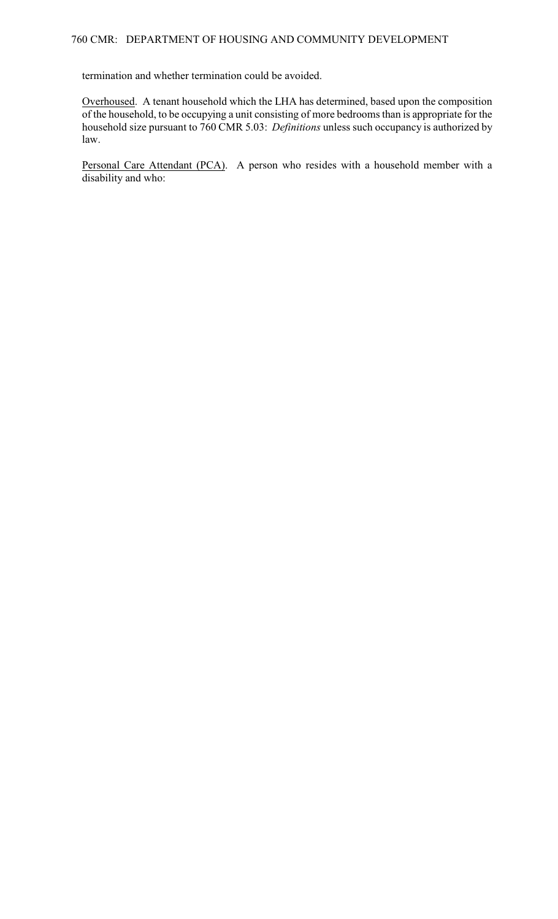termination and whether termination could be avoided.

Overhoused. A tenant household which the LHA has determined, based upon the composition of the household, to be occupying a unit consisting of more bedrooms than is appropriate for the household size pursuant to 760 CMR 5.03: *Definitions* unless such occupancy is authorized by law.

Personal Care Attendant (PCA). A person who resides with a household member with a disability and who: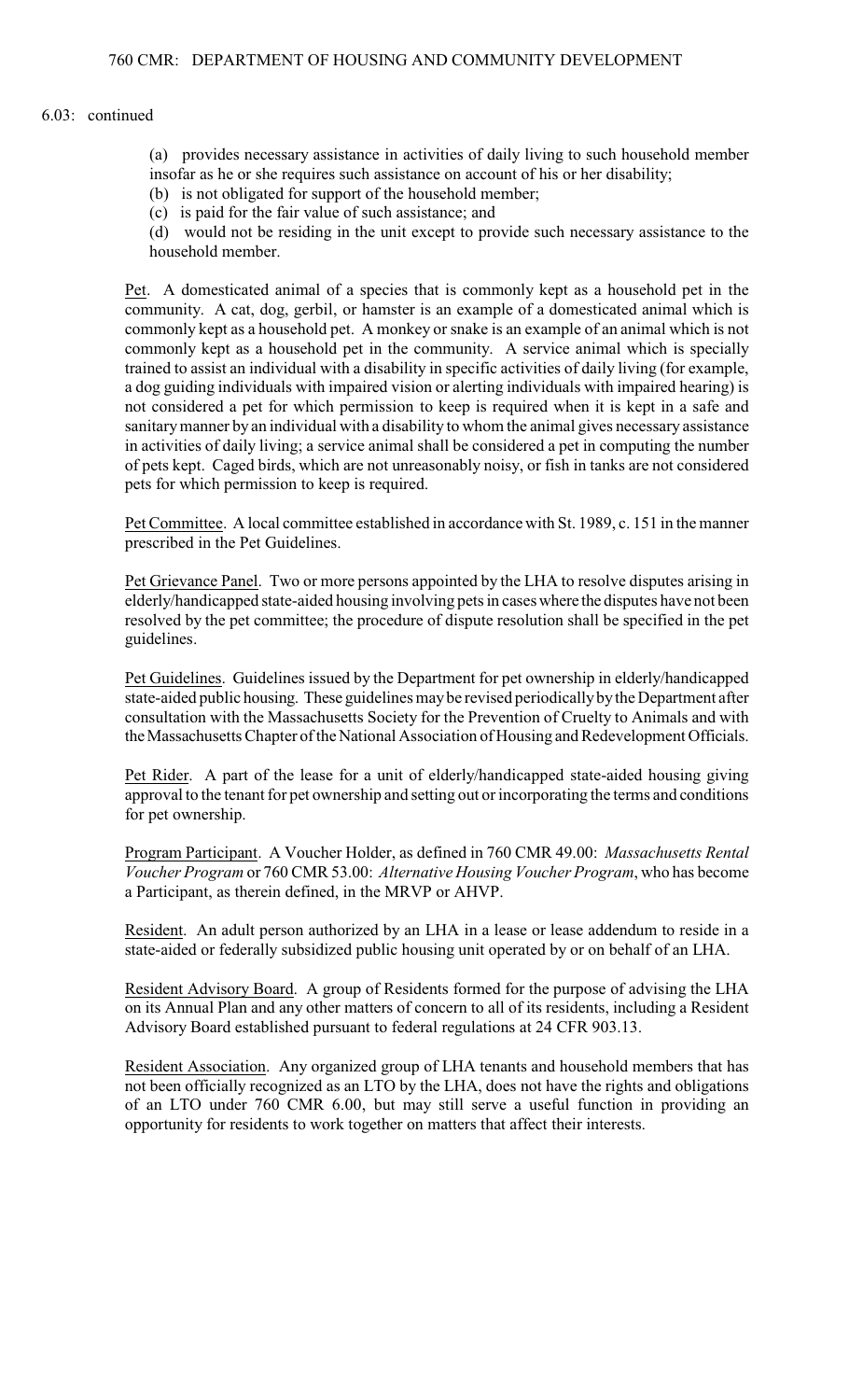6.03: continued

(a) provides necessary assistance in activities of daily living to such household member insofar as he or she requires such assistance on account of his or her disability;

(b) is not obligated for support of the household member;

(c) is paid for the fair value of such assistance; and

(d) would not be residing in the unit except to provide such necessary assistance to the household member.

Pet. A domesticated animal of a species that is commonly kept as a household pet in the community. A cat, dog, gerbil, or hamster is an example of a domesticated animal which is commonly kept as a household pet. A monkey or snake is an example of an animal which is not commonly kept as a household pet in the community. A service animal which is specially trained to assist an individual with a disability in specific activities of daily living (for example, a dog guiding individuals with impaired vision or alerting individuals with impaired hearing) is not considered a pet for which permission to keep is required when it is kept in a safe and sanitary manner by an individual with a disability to whom the animal gives necessary assistance in activities of daily living; a service animal shall be considered a pet in computing the number of pets kept. Caged birds, which are not unreasonably noisy, or fish in tanks are not considered pets for which permission to keep is required.

Pet Committee. A local committee established in accordance with St. 1989, c. 151 in the manner prescribed in the Pet Guidelines.

Pet Grievance Panel. Two or more persons appointed by the LHA to resolve disputes arising in elderly/handicapped state-aided housing involving pets in cases where the disputes have not been resolved by the pet committee; the procedure of dispute resolution shall be specified in the pet guidelines.

Pet Guidelines. Guidelines issued by the Department for pet ownership in elderly/handicapped state-aided public housing. These guidelines may be revised periodically by the Department after consultation with the Massachusetts Society for the Prevention of Cruelty to Animals and with the Massachusetts Chapter of the National Association of Housing and Redevelopment Officials.

Pet Rider. A part of the lease for a unit of elderly/handicapped state-aided housing giving approval to the tenant for pet ownership and setting out or incorporating the terms and conditions for pet ownership.

Program Participant. A Voucher Holder, as defined in 760 CMR 49.00: *Massachusetts Rental Voucher Program* or 760 CMR 53.00: *Alternative Housing Voucher Program*, who has become a Participant, as therein defined, in the MRVP or AHVP.

Resident. An adult person authorized by an LHA in a lease or lease addendum to reside in a state-aided or federally subsidized public housing unit operated by or on behalf of an LHA.

Resident Advisory Board. A group of Residents formed for the purpose of advising the LHA on its Annual Plan and any other matters of concern to all of its residents, including a Resident Advisory Board established pursuant to federal regulations at 24 CFR 903.13.

Resident Association. Any organized group of LHA tenants and household members that has not been officially recognized as an LTO by the LHA, does not have the rights and obligations of an LTO under 760 CMR 6.00, but may still serve a useful function in providing an opportunity for residents to work together on matters that affect their interests.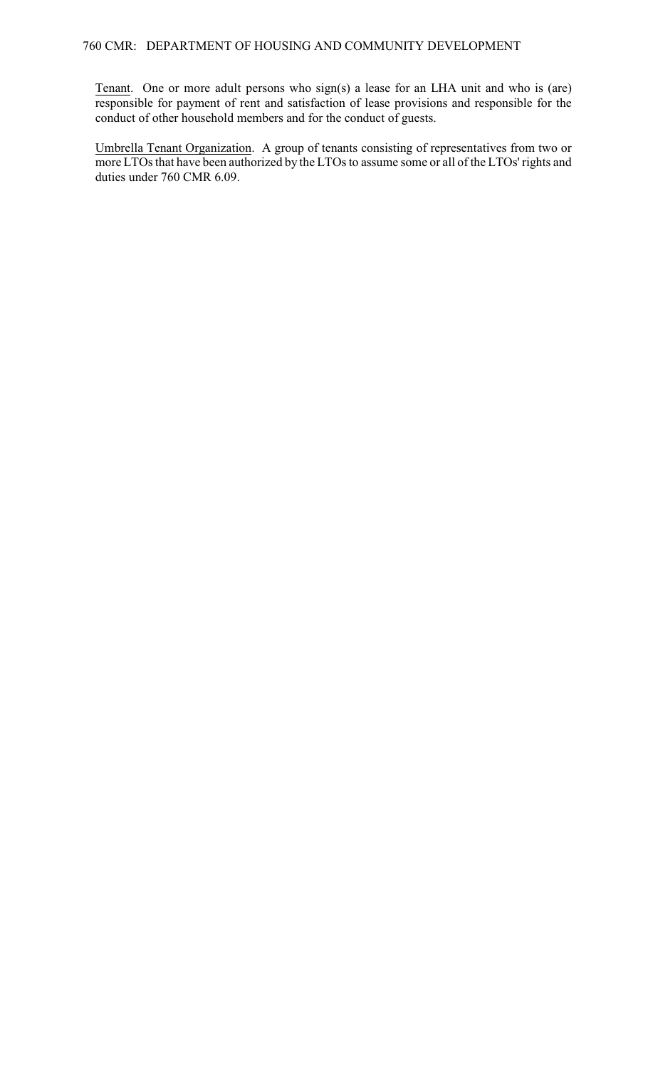Tenant. One or more adult persons who sign(s) a lease for an LHA unit and who is (are) responsible for payment of rent and satisfaction of lease provisions and responsible for the conduct of other household members and for the conduct of guests.

Umbrella Tenant Organization. A group of tenants consisting of representatives from two or more LTOs that have been authorized by the LTOs to assume some or all of the LTOs' rights and duties under 760 CMR 6.09.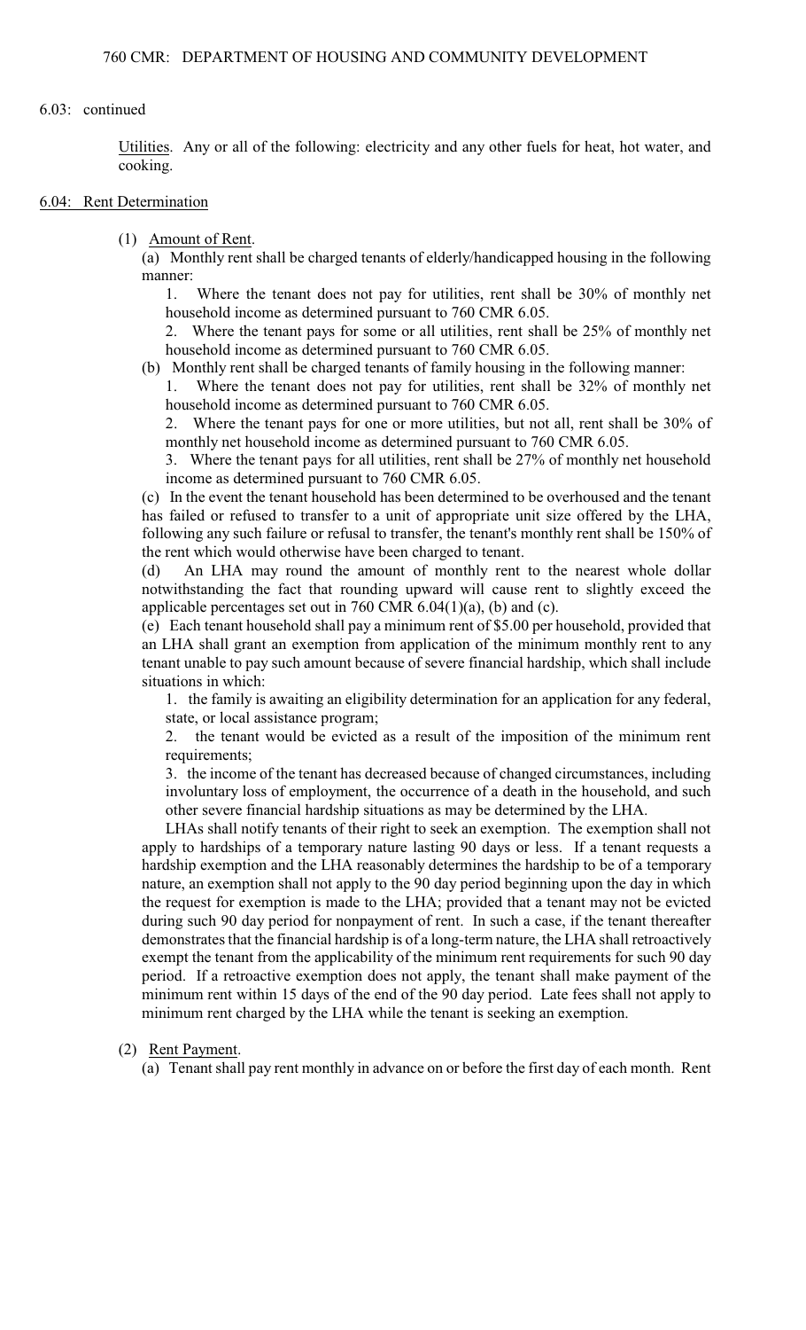6.03: continued

Utilities. Any or all of the following: electricity and any other fuels for heat, hot water, and cooking.

## 6.04: Rent Determination

(1) Amount of Rent.

(a) Monthly rent shall be charged tenants of elderly/handicapped housing in the following manner:

1. Where the tenant does not pay for utilities, rent shall be 30% of monthly net household income as determined pursuant to 760 CMR 6.05.

2. Where the tenant pays for some or all utilities, rent shall be 25% of monthly net household income as determined pursuant to 760 CMR 6.05.

(b) Monthly rent shall be charged tenants of family housing in the following manner:

1. Where the tenant does not pay for utilities, rent shall be 32% of monthly net household income as determined pursuant to 760 CMR 6.05.

2. Where the tenant pays for one or more utilities, but not all, rent shall be 30% of monthly net household income as determined pursuant to 760 CMR 6.05.

3. Where the tenant pays for all utilities, rent shall be 27% of monthly net household income as determined pursuant to 760 CMR 6.05.

(c) In the event the tenant household has been determined to be overhoused and the tenant has failed or refused to transfer to a unit of appropriate unit size offered by the LHA, following any such failure or refusal to transfer, the tenant's monthly rent shall be 150% of the rent which would otherwise have been charged to tenant.

(d) An LHA may round the amount of monthly rent to the nearest whole dollar notwithstanding the fact that rounding upward will cause rent to slightly exceed the applicable percentages set out in 760 CMR 6.04(1)(a), (b) and (c).

(e) Each tenant household shall pay a minimum rent of $5.00 per household, provided that an LHA shall grant an exemption from application of the minimum monthly rent to any tenant unable to pay such amount because of severe financial hardship, which shall include situations in which:

1. the family is awaiting an eligibility determination for an application for any federal, state, or local assistance program;

2. the tenant would be evicted as a result of the imposition of the minimum rent requirements;

3. the income of the tenant has decreased because of changed circumstances, including involuntary loss of employment, the occurrence of a death in the household, and such other severe financial hardship situations as may be determined by the LHA.

LHAs shall notify tenants of their right to seek an exemption. The exemption shall not apply to hardships of a temporary nature lasting 90 days or less. If a tenant requests a hardship exemption and the LHA reasonably determines the hardship to be of a temporary nature, an exemption shall not apply to the 90 day period beginning upon the day in which the request for exemption is made to the LHA; provided that a tenant may not be evicted during such 90 day period for nonpayment of rent. In such a case, if the tenant thereafter demonstrates that the financial hardship is of a long-term nature, the LHA shall retroactively exempt the tenant from the applicability of the minimum rent requirements for such 90 day period. If a retroactive exemption does not apply, the tenant shall make payment of the minimum rent within 15 days of the end of the 90 day period. Late fees shall not apply to minimum rent charged by the LHA while the tenant is seeking an exemption.

(2) Rent Payment.

(a) Tenant shall pay rent monthly in advance on or before the first day of each month. Rent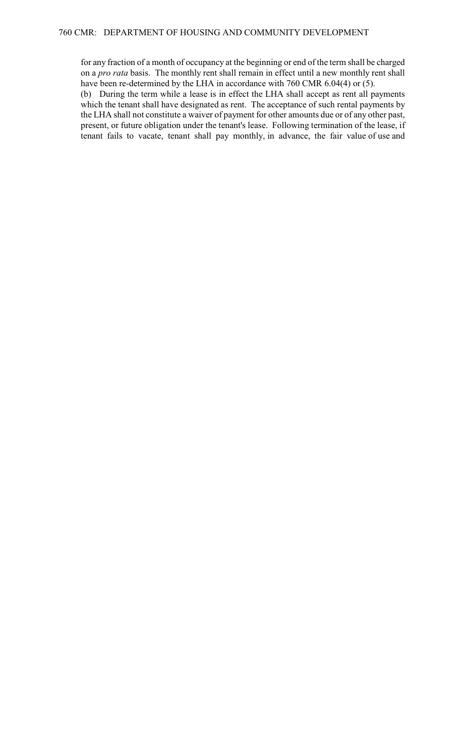for any fraction of a month of occupancy at the beginning or end of the term shall be charged on a *pro rata* basis. The monthly rent shall remain in effect until a new monthly rent shall have been re-determined by the LHA in accordance with 760 CMR 6.04(4) or (5).

(b) During the term while a lease is in effect the LHA shall accept as rent all payments which the tenant shall have designated as rent. The acceptance of such rental payments by the LHA shall not constitute a waiver of payment for other amounts due or of any other past, present, or future obligation under the tenant's lease. Following termination of the lease, if tenant fails to vacate, tenant shall pay monthly, in advance, the fair value of use and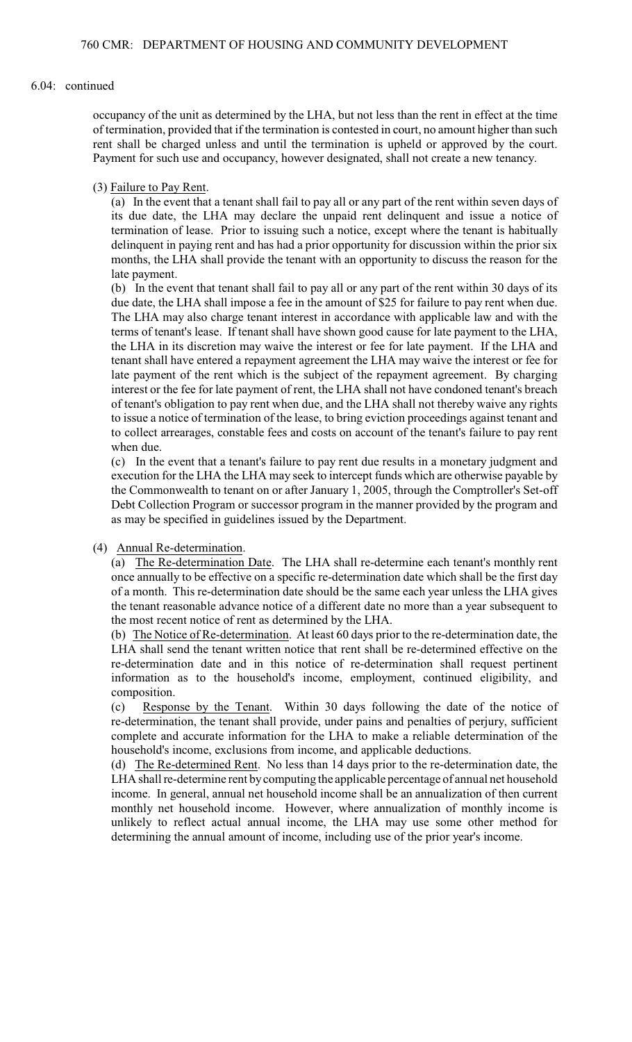6.04: continued

occupancy of the unit as determined by the LHA, but not less than the rent in effect at the time of termination, provided that if the termination is contested in court, no amount higher than such rent shall be charged unless and until the termination is upheld or approved by the court. Payment for such use and occupancy, however designated, shall not create a new tenancy.

(3) Failure to Pay Rent.

(a) In the event that a tenant shall fail to pay all or any part of the rent within seven days of its due date, the LHA may declare the unpaid rent delinquent and issue a notice of termination of lease. Prior to issuing such a notice, except where the tenant is habitually delinquent in paying rent and has had a prior opportunity for discussion within the prior six months, the LHA shall provide the tenant with an opportunity to discuss the reason for the late payment.

(b) In the event that tenant shall fail to pay all or any part of the rent within 30 days of its due date, the LHA shall impose a fee in the amount of $25 for failure to pay rent when due. The LHA may also charge tenant interest in accordance with applicable law and with the terms of tenant's lease. If tenant shall have shown good cause for late payment to the LHA, the LHA in its discretion may waive the interest or fee for late payment. If the LHA and tenant shall have entered a repayment agreement the LHA may waive the interest or fee for late payment of the rent which is the subject of the repayment agreement. By charging interest or the fee for late payment of rent, the LHA shall not have condoned tenant's breach of tenant's obligation to pay rent when due, and the LHA shall not thereby waive any rights to issue a notice of termination of the lease, to bring eviction proceedings against tenant and to collect arrearages, constable fees and costs on account of the tenant's failure to pay rent when due.

(c) In the event that a tenant's failure to pay rent due results in a monetary judgment and execution for the LHA the LHA may seek to intercept funds which are otherwise payable by the Commonwealth to tenant on or after January 1, 2005, through the Comptroller's Set-off Debt Collection Program or successor program in the manner provided by the program and as may be specified in guidelines issued by the Department.

(4) Annual Re-determination.

(a) The Re-determination Date. The LHA shall re-determine each tenant's monthly rent once annually to be effective on a specific re-determination date which shall be the first day of a month. This re-determination date should be the same each year unless the LHA gives the tenant reasonable advance notice of a different date no more than a year subsequent to the most recent notice of rent as determined by the LHA.

(b) The Notice of Re-determination. At least 60 days prior to the re-determination date, the LHA shall send the tenant written notice that rent shall be re-determined effective on the re-determination date and in this notice of re-determination shall request pertinent information as to the household's income, employment, continued eligibility, and composition.

(c) Response by the Tenant. Within 30 days following the date of the notice of re-determination, the tenant shall provide, under pains and penalties of perjury, sufficient complete and accurate information for the LHA to make a reliable determination of the household's income, exclusions from income, and applicable deductions.

(d) The Re-determined Rent. No less than 14 days prior to the re-determination date, the LHA shall re-determine rent by computing the applicable percentage of annual net household income. In general, annual net household income shall be an annualization of then current monthly net household income. However, where annualization of monthly income is unlikely to reflect actual annual income, the LHA may use some other method for determining the annual amount of income, including use of the prior year's income.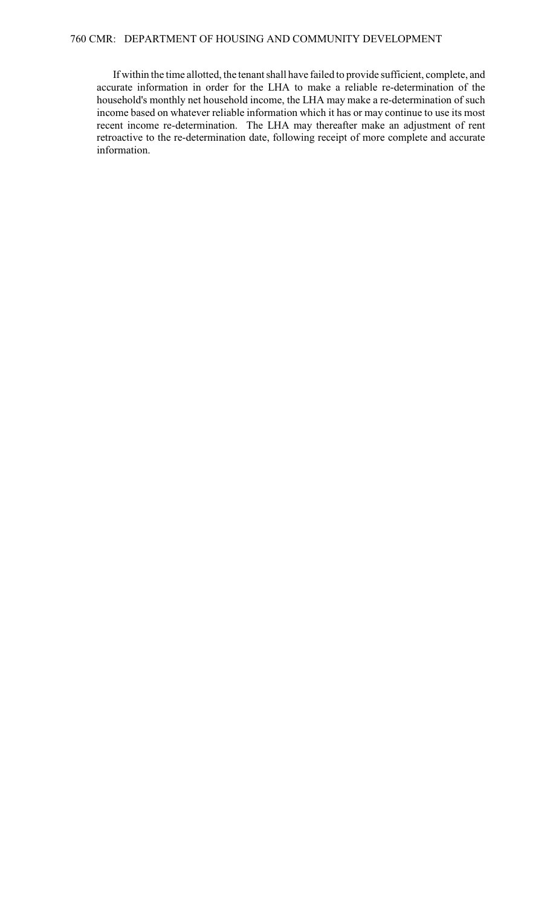If within the time allotted, the tenant shall have failed to provide sufficient, complete, and accurate information in order for the LHA to make a reliable re-determination of the household's monthly net household income, the LHA may make a re-determination of such income based on whatever reliable information which it has or may continue to use its most recent income re-determination. The LHA may thereafter make an adjustment of rent retroactive to the re-determination date, following receipt of more complete and accurate information.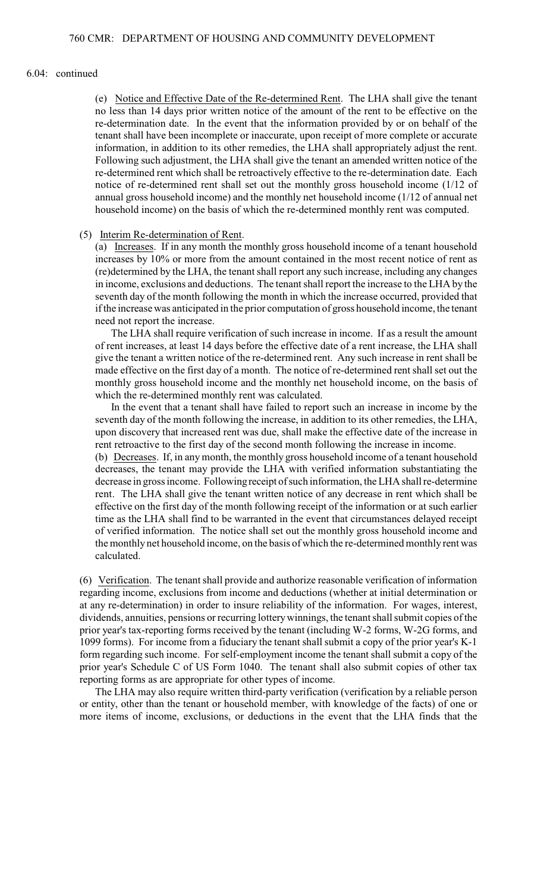6.04: continued

(e) Notice and Effective Date of the Re-determined Rent. The LHA shall give the tenant no less than 14 days prior written notice of the amount of the rent to be effective on the re-determination date. In the event that the information provided by or on behalf of the tenant shall have been incomplete or inaccurate, upon receipt of more complete or accurate information, in addition to its other remedies, the LHA shall appropriately adjust the rent. Following such adjustment, the LHA shall give the tenant an amended written notice of the re-determined rent which shall be retroactively effective to the re-determination date. Each notice of re-determined rent shall set out the monthly gross household income (1/12 of annual gross household income) and the monthly net household income (1/12 of annual net household income) on the basis of which the re-determined monthly rent was computed.

(5) Interim Re-determination of Rent.

(a) Increases. If in any month the monthly gross household income of a tenant household increases by 10% or more from the amount contained in the most recent notice of rent as (re)determined by the LHA, the tenant shall report any such increase, including any changes in income, exclusions and deductions. The tenant shall report the increase to the LHA by the seventh day of the month following the month in which the increase occurred, provided that if the increase was anticipated in the prior computation of gross household income, the tenant need not report the increase.

The LHA shall require verification of such increase in income. If as a result the amount of rent increases, at least 14 days before the effective date of a rent increase, the LHA shall give the tenant a written notice of the re-determined rent. Any such increase in rent shall be made effective on the first day of a month. The notice of re-determined rent shall set out the monthly gross household income and the monthly net household income, on the basis of which the re-determined monthly rent was calculated.

In the event that a tenant shall have failed to report such an increase in income by the seventh day of the month following the increase, in addition to its other remedies, the LHA, upon discovery that increased rent was due, shall make the effective date of the increase in rent retroactive to the first day of the second month following the increase in income.

(b) Decreases. If, in any month, the monthly gross household income of a tenant household decreases, the tenant may provide the LHA with verified information substantiating the decrease in gross income. Following receipt of such information, the LHA shall re-determine rent. The LHA shall give the tenant written notice of any decrease in rent which shall be effective on the first day of the month following receipt of the information or at such earlier time as the LHA shall find to be warranted in the event that circumstances delayed receipt of verified information. The notice shall set out the monthly gross household income and the monthly net household income, on the basis of which the re-determined monthly rent was calculated.

(6) Verification. The tenant shall provide and authorize reasonable verification of information regarding income, exclusions from income and deductions (whether at initial determination or at any re-determination) in order to insure reliability of the information. For wages, interest, dividends, annuities, pensions or recurring lottery winnings, the tenant shall submit copies of the prior year's tax-reporting forms received by the tenant (including W-2 forms, W-2G forms, and 1099 forms). For income from a fiduciary the tenant shall submit a copy of the prior year's K-1 form regarding such income. For self-employment income the tenant shall submit a copy of the prior year's Schedule C of US Form 1040. The tenant shall also submit copies of other tax reporting forms as are appropriate for other types of income.

The LHA may also require written third-party verification (verification by a reliable person or entity, other than the tenant or household member, with knowledge of the facts) of one or more items of income, exclusions, or deductions in the event that the LHA finds that the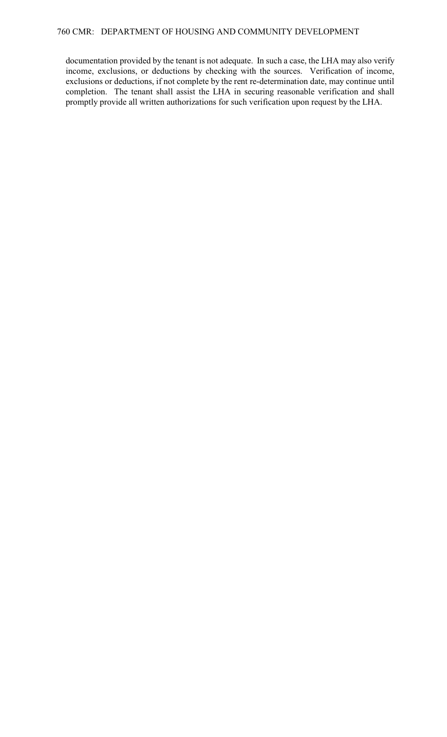documentation provided by the tenant is not adequate. In such a case, the LHA may also verify income, exclusions, or deductions by checking with the sources. Verification of income, exclusions or deductions, if not complete by the rent re-determination date, may continue until completion. The tenant shall assist the LHA in securing reasonable verification and shall promptly provide all written authorizations for such verification upon request by the LHA.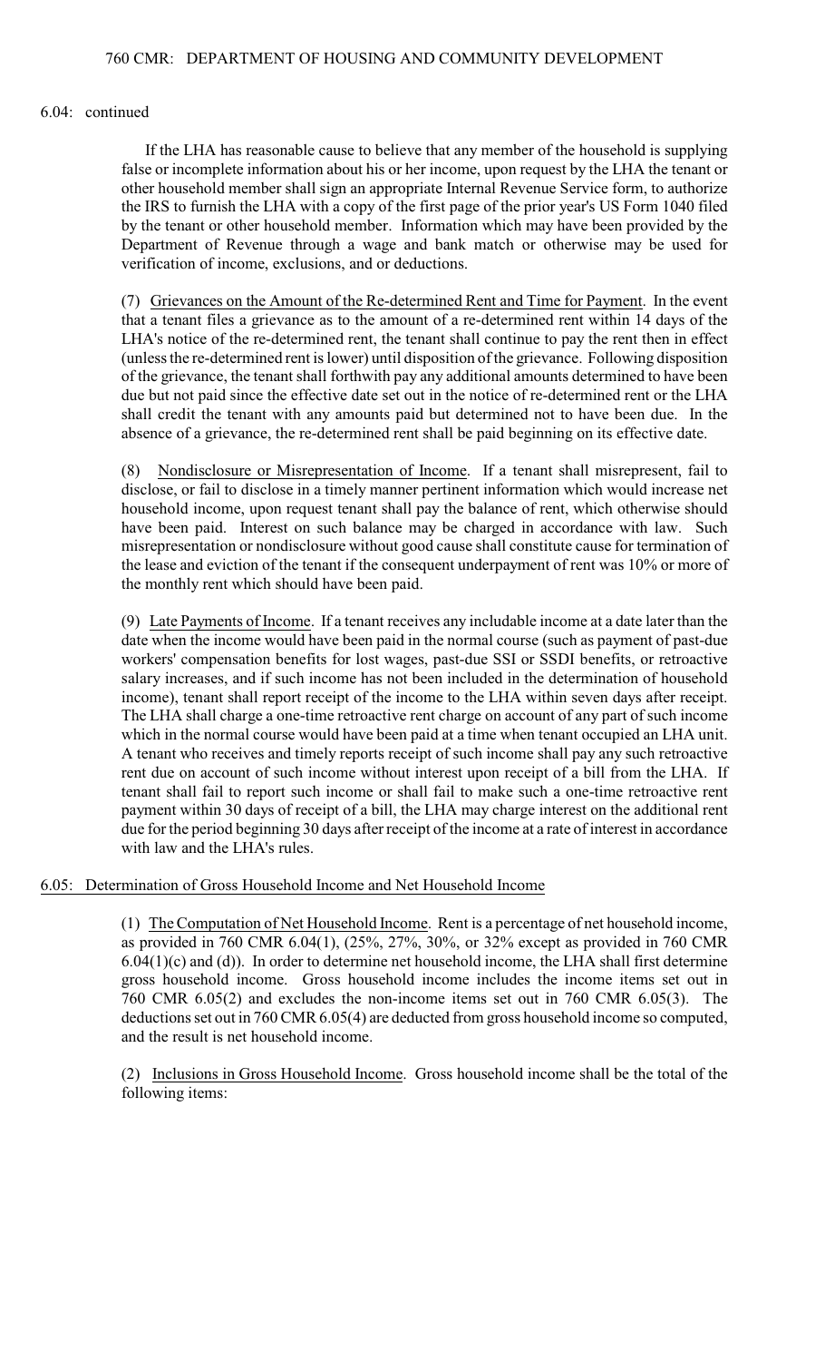6.04: continued

If the LHA has reasonable cause to believe that any member of the household is supplying false or incomplete information about his or her income, upon request by the LHA the tenant or other household member shall sign an appropriate Internal Revenue Service form, to authorize the IRS to furnish the LHA with a copy of the first page of the prior year's US Form 1040 filed by the tenant or other household member. Information which may have been provided by the Department of Revenue through a wage and bank match or otherwise may be used for verification of income, exclusions, and or deductions.

(7) Grievances on the Amount of the Re-determined Rent and Time for Payment. In the event that a tenant files a grievance as to the amount of a re-determined rent within 14 days of the LHA's notice of the re-determined rent, the tenant shall continue to pay the rent then in effect (unless the re-determined rent is lower) until disposition of the grievance. Following disposition of the grievance, the tenant shall forthwith pay any additional amounts determined to have been due but not paid since the effective date set out in the notice of re-determined rent or the LHA shall credit the tenant with any amounts paid but determined not to have been due. In the absence of a grievance, the re-determined rent shall be paid beginning on its effective date.

(8) Nondisclosure or Misrepresentation of Income. If a tenant shall misrepresent, fail to disclose, or fail to disclose in a timely manner pertinent information which would increase net household income, upon request tenant shall pay the balance of rent, which otherwise should have been paid. Interest on such balance may be charged in accordance with law. Such misrepresentation or nondisclosure without good cause shall constitute cause for termination of the lease and eviction of the tenant if the consequent underpayment of rent was 10% or more of the monthly rent which should have been paid.

(9) Late Payments of Income. If a tenant receives any includable income at a date later than the date when the income would have been paid in the normal course (such as payment of past-due workers' compensation benefits for lost wages, past-due SSI or SSDI benefits, or retroactive salary increases, and if such income has not been included in the determination of household income), tenant shall report receipt of the income to the LHA within seven days after receipt. The LHA shall charge a one-time retroactive rent charge on account of any part of such income which in the normal course would have been paid at a time when tenant occupied an LHA unit. A tenant who receives and timely reports receipt of such income shall pay any such retroactive rent due on account of such income without interest upon receipt of a bill from the LHA. If tenant shall fail to report such income or shall fail to make such a one-time retroactive rent payment within 30 days of receipt of a bill, the LHA may charge interest on the additional rent due for the period beginning 30 days after receipt of the income at a rate of interest in accordance with law and the LHA's rules.

## 6.05: Determination of Gross Household Income and Net Household Income

(1) The Computation of Net Household Income. Rent is a percentage of net household income, as provided in 760 CMR 6.04(1), (25%, 27%, 30%, or 32% except as provided in 760 CMR 6.04(1)(c) and (d)). In order to determine net household income, the LHA shall first determine gross household income. Gross household income includes the income items set out in 760 CMR 6.05(2) and excludes the non-income items set out in 760 CMR 6.05(3). The deductions set out in 760 CMR 6.05(4) are deducted from gross household income so computed, and the result is net household income.

(2) Inclusions in Gross Household Income. Gross household income shall be the total of the following items: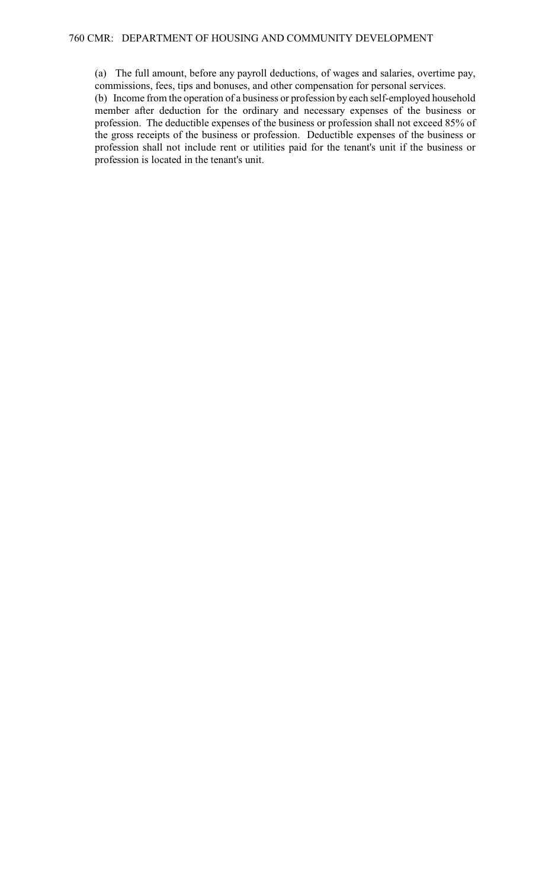(a) The full amount, before any payroll deductions, of wages and salaries, overtime pay, commissions, fees, tips and bonuses, and other compensation for personal services.

(b) Income from the operation of a business or profession by each self-employed household member after deduction for the ordinary and necessary expenses of the business or profession. The deductible expenses of the business or profession shall not exceed 85% of the gross receipts of the business or profession. Deductible expenses of the business or profession shall not include rent or utilities paid for the tenant's unit if the business or profession is located in the tenant's unit.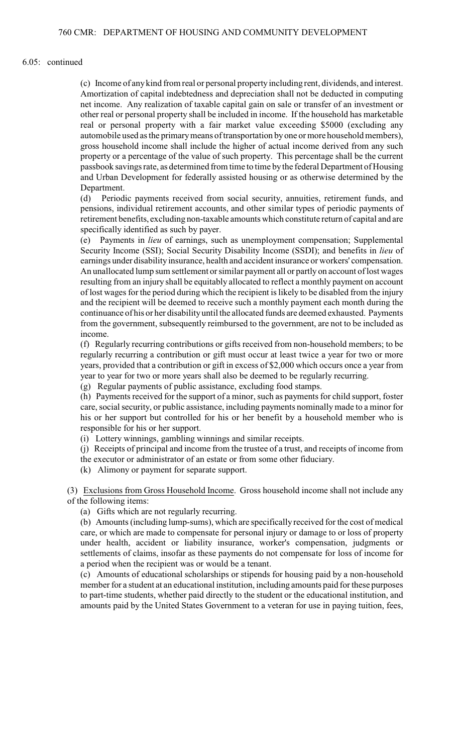6.05: continued

(c) Income of any kind from real or personal property including rent, dividends, and interest. Amortization of capital indebtedness and depreciation shall not be deducted in computing net income. Any realization of taxable capital gain on sale or transfer of an investment or other real or personal property shall be included in income. If the household has marketable real or personal property with a fair market value exceeding $5000 (excluding any automobile used as the primary means of transportation by one or more household members), gross household income shall include the higher of actual income derived from any such property or a percentage of the value of such property. This percentage shall be the current passbook savings rate, as determined from time to time by the federal Department of Housing and Urban Development for federally assisted housing or as otherwise determined by the Department.

(d) Periodic payments received from social security, annuities, retirement funds, and pensions, individual retirement accounts, and other similar types of periodic payments of retirement benefits, excluding non-taxable amounts which constitute return of capital and are specifically identified as such by payer.

(e) Payments in *lieu* of earnings, such as unemployment compensation; Supplemental Security Income (SSI); Social Security Disability Income (SSDI); and benefits in *lieu* of earnings under disability insurance, health and accident insurance or workers' compensation. An unallocated lump sum settlement or similar payment all or partly on account of lost wages resulting from an injury shall be equitably allocated to reflect a monthly payment on account of lost wages for the period during which the recipient is likely to be disabled from the injury and the recipient will be deemed to receive such a monthly payment each month during the continuance of his or her disability until the allocated funds are deemed exhausted. Payments from the government, subsequently reimbursed to the government, are not to be included as income.

(f) Regularly recurring contributions or gifts received from non-household members; to be regularly recurring a contribution or gift must occur at least twice a year for two or more years, provided that a contribution or gift in excess of $2,000 which occurs once a year from year to year for two or more years shall also be deemed to be regularly recurring.

(g) Regular payments of public assistance, excluding food stamps.

(h) Payments received for the support of a minor, such as payments for child support, foster care, social security, or public assistance, including payments nominally made to a minor for his or her support but controlled for his or her benefit by a household member who is responsible for his or her support.

(i) Lottery winnings, gambling winnings and similar receipts.

(j) Receipts of principal and income from the trustee of a trust, and receipts of income from the executor or administrator of an estate or from some other fiduciary.

(k) Alimony or payment for separate support.

(3) Exclusions from Gross Household Income. Gross household income shall not include any of the following items:

(a) Gifts which are not regularly recurring.

(b) Amounts (including lump-sums), which are specifically received for the cost of medical care, or which are made to compensate for personal injury or damage to or loss of property under health, accident or liability insurance, worker's compensation, judgments or settlements of claims, insofar as these payments do not compensate for loss of income for a period when the recipient was or would be a tenant.

(c) Amounts of educational scholarships or stipends for housing paid by a non-household member for a student at an educational institution, including amounts paid for these purposes to part-time students, whether paid directly to the student or the educational institution, and amounts paid by the United States Government to a veteran for use in paying tuition, fees,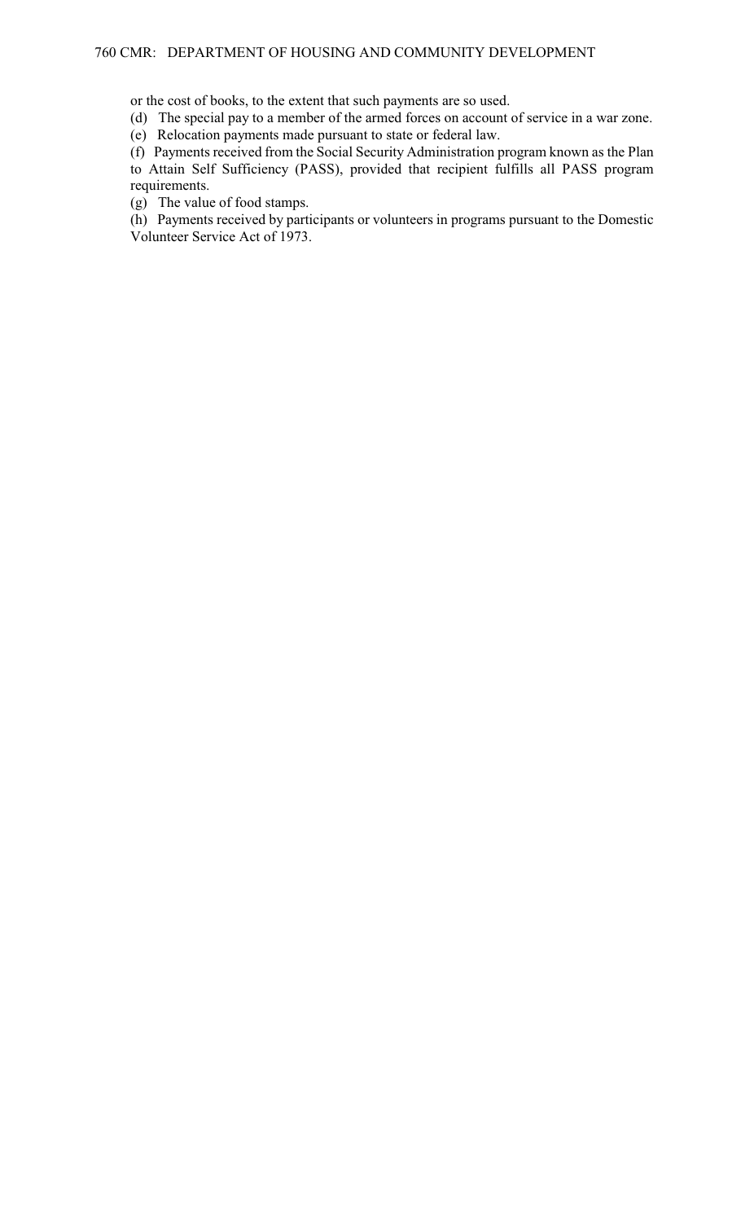or the cost of books, to the extent that such payments are so used.

(d) The special pay to a member of the armed forces on account of service in a war zone.

(e) Relocation payments made pursuant to state or federal law.

(f) Payments received from the Social Security Administration program known as the Plan to Attain Self Sufficiency (PASS), provided that recipient fulfills all PASS program requirements.

(g) The value of food stamps.

(h) Payments received by participants or volunteers in programs pursuant to the Domestic Volunteer Service Act of 1973.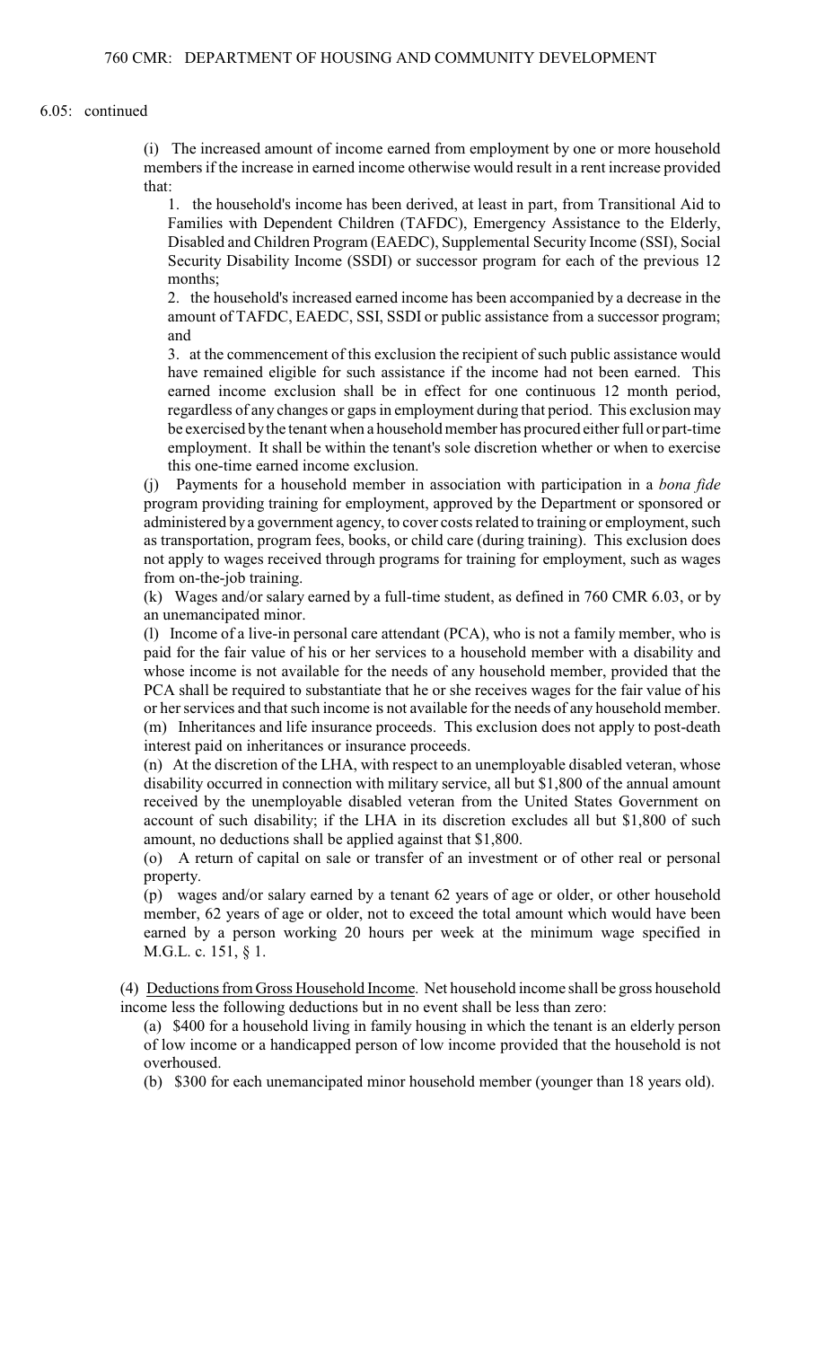6.05: continued

(i) The increased amount of income earned from employment by one or more household members if the increase in earned income otherwise would result in a rent increase provided that:

1. the household's income has been derived, at least in part, from Transitional Aid to Families with Dependent Children (TAFDC), Emergency Assistance to the Elderly, Disabled and Children Program (EAEDC), Supplemental Security Income (SSI), Social Security Disability Income (SSDI) or successor program for each of the previous 12 months;

2. the household's increased earned income has been accompanied by a decrease in the amount of TAFDC, EAEDC, SSI, SSDI or public assistance from a successor program; and

3. at the commencement of this exclusion the recipient of such public assistance would have remained eligible for such assistance if the income had not been earned. This earned income exclusion shall be in effect for one continuous 12 month period, regardless of any changes or gaps in employment during that period. This exclusion may be exercised by the tenant when a household member has procured either full or part-time employment. It shall be within the tenant's sole discretion whether or when to exercise this one-time earned income exclusion.

(j) Payments for a household member in association with participation in a *bona fide* program providing training for employment, approved by the Department or sponsored or administered by a government agency, to cover costs related to training or employment, such as transportation, program fees, books, or child care (during training). This exclusion does not apply to wages received through programs for training for employment, such as wages from on-the-job training.

(k) Wages and/or salary earned by a full-time student, as defined in 760 CMR 6.03, or by an unemancipated minor.

(l) Income of a live-in personal care attendant (PCA), who is not a family member, who is paid for the fair value of his or her services to a household member with a disability and whose income is not available for the needs of any household member, provided that the PCA shall be required to substantiate that he or she receives wages for the fair value of his or her services and that such income is not available for the needs of any household member.

(m) Inheritances and life insurance proceeds. This exclusion does not apply to post-death interest paid on inheritances or insurance proceeds.

(n) At the discretion of the LHA, with respect to an unemployable disabled veteran, whose disability occurred in connection with military service, all but $1,800 of the annual amount received by the unemployable disabled veteran from the United States Government on account of such disability; if the LHA in its discretion excludes all but $1,800 of such amount, no deductions shall be applied against that $1,800.

(o) A return of capital on sale or transfer of an investment or of other real or personal property.

(p) wages and/or salary earned by a tenant 62 years of age or older, or other household member, 62 years of age or older, not to exceed the total amount which would have been earned by a person working 20 hours per week at the minimum wage specified in M.G.L. c. 151, § 1.

(4) Deductions from Gross Household Income. Net household income shall be gross household income less the following deductions but in no event shall be less than zero:

(a) $400 for a household living in family housing in which the tenant is an elderly person of low income or a handicapped person of low income provided that the household is not overhoused.

(b) $300 for each unemancipated minor household member (younger than 18 years old).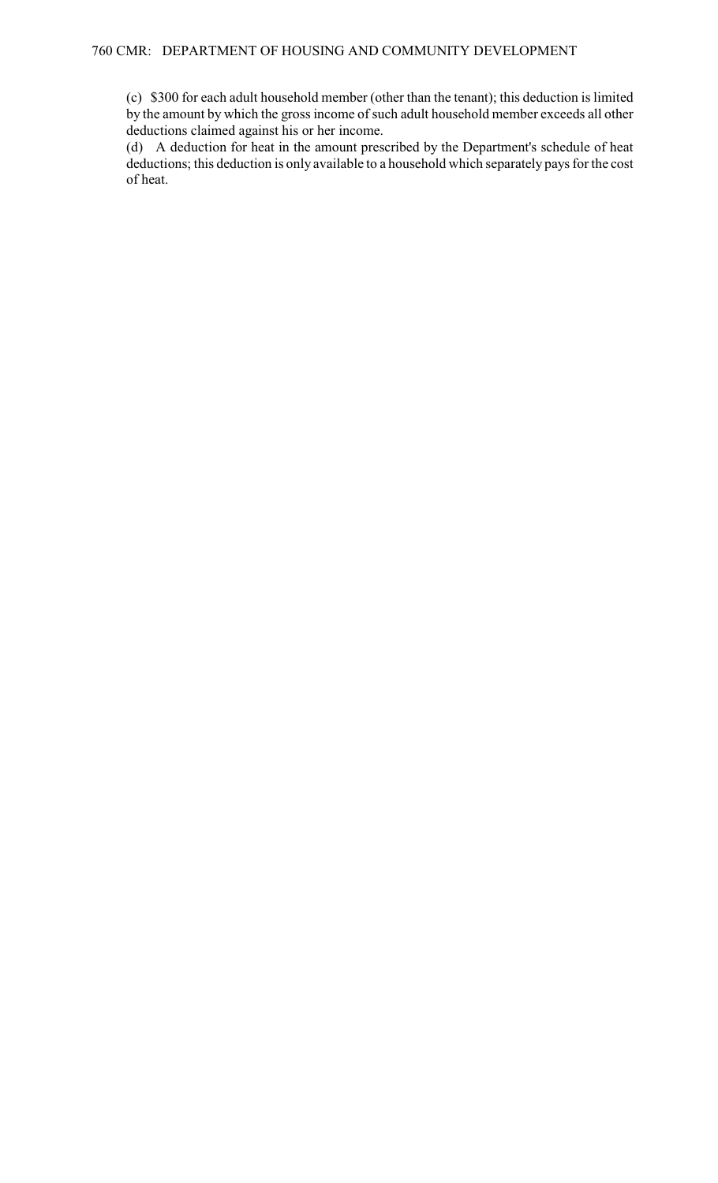(c) $300 for each adult household member (other than the tenant); this deduction is limited by the amount by which the gross income of such adult household member exceeds all other deductions claimed against his or her income.

(d) A deduction for heat in the amount prescribed by the Department's schedule of heat deductions; this deduction is only available to a household which separately pays for the cost of heat.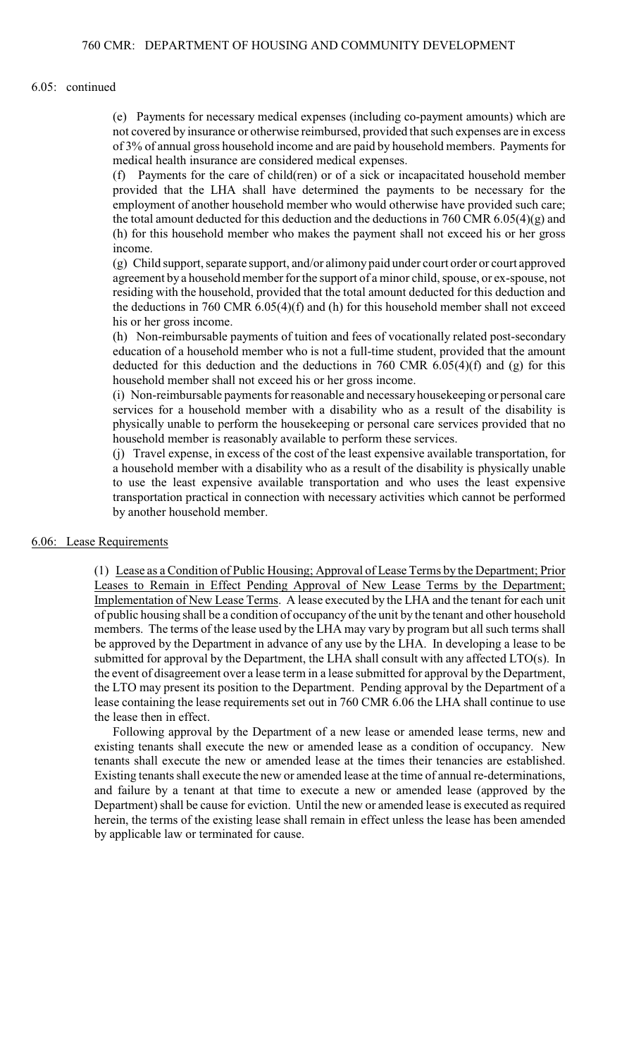6.05: continued

(e) Payments for necessary medical expenses (including co-payment amounts) which are not covered by insurance or otherwise reimbursed, provided that such expenses are in excess of 3% of annual gross household income and are paid by household members. Payments for medical health insurance are considered medical expenses.

(f) Payments for the care of child(ren) or of a sick or incapacitated household member provided that the LHA shall have determined the payments to be necessary for the employment of another household member who would otherwise have provided such care; the total amount deducted for this deduction and the deductions in 760 CMR 6.05(4)(g) and (h) for this household member who makes the payment shall not exceed his or her gross income.

(g) Child support, separate support, and/or alimony paid under court order or court approved agreement by a household member for the support of a minor child, spouse, or ex-spouse, not residing with the household, provided that the total amount deducted for this deduction and the deductions in 760 CMR 6.05(4)(f) and (h) for this household member shall not exceed his or her gross income.

(h) Non-reimbursable payments of tuition and fees of vocationally related post-secondary education of a household member who is not a full-time student, provided that the amount deducted for this deduction and the deductions in 760 CMR 6.05(4)(f) and (g) for this household member shall not exceed his or her gross income.

(i) Non-reimbursable payments for reasonable and necessary housekeeping or personal care services for a household member with a disability who as a result of the disability is physically unable to perform the housekeeping or personal care services provided that no household member is reasonably available to perform these services.

(j) Travel expense, in excess of the cost of the least expensive available transportation, for a household member with a disability who as a result of the disability is physically unable to use the least expensive available transportation and who uses the least expensive transportation practical in connection with necessary activities which cannot be performed by another household member.

## 6.06: Lease Requirements

(1) Lease as a Condition of Public Housing; Approval of Lease Terms by the Department; Prior Leases to Remain in Effect Pending Approval of New Lease Terms by the Department; Implementation of New Lease Terms. A lease executed by the LHA and the tenant for each unit of public housing shall be a condition of occupancy of the unit by the tenant and other household members. The terms of the lease used by the LHA may vary by program but all such terms shall be approved by the Department in advance of any use by the LHA. In developing a lease to be submitted for approval by the Department, the LHA shall consult with any affected LTO(s). In the event of disagreement over a lease term in a lease submitted for approval by the Department, the LTO may present its position to the Department. Pending approval by the Department of a lease containing the lease requirements set out in 760 CMR 6.06 the LHA shall continue to use the lease then in effect.

Following approval by the Department of a new lease or amended lease terms, new and existing tenants shall execute the new or amended lease as a condition of occupancy. New tenants shall execute the new or amended lease at the times their tenancies are established. Existing tenants shall execute the new or amended lease at the time of annual re-determinations, and failure by a tenant at that time to execute a new or amended lease (approved by the Department) shall be cause for eviction. Until the new or amended lease is executed as required herein, the terms of the existing lease shall remain in effect unless the lease has been amended by applicable law or terminated for cause.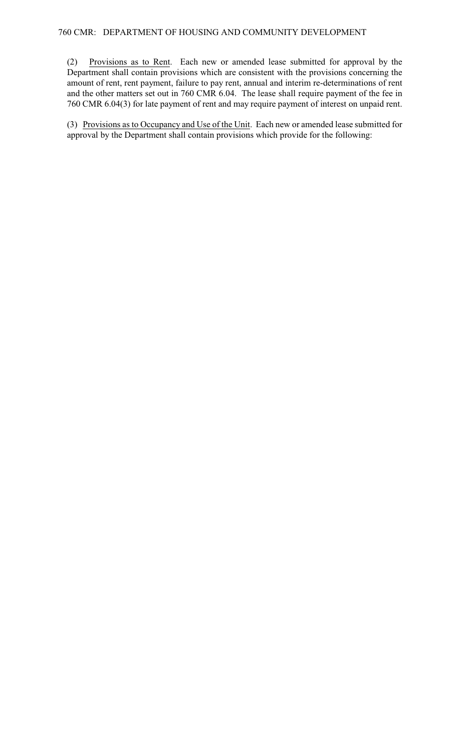(2) Provisions as to Rent. Each new or amended lease submitted for approval by the Department shall contain provisions which are consistent with the provisions concerning the amount of rent, rent payment, failure to pay rent, annual and interim re-determinations of rent and the other matters set out in 760 CMR 6.04. The lease shall require payment of the fee in 760 CMR 6.04(3) for late payment of rent and may require payment of interest on unpaid rent.

(3) Provisions as to Occupancy and Use of the Unit. Each new or amended lease submitted for approval by the Department shall contain provisions which provide for the following: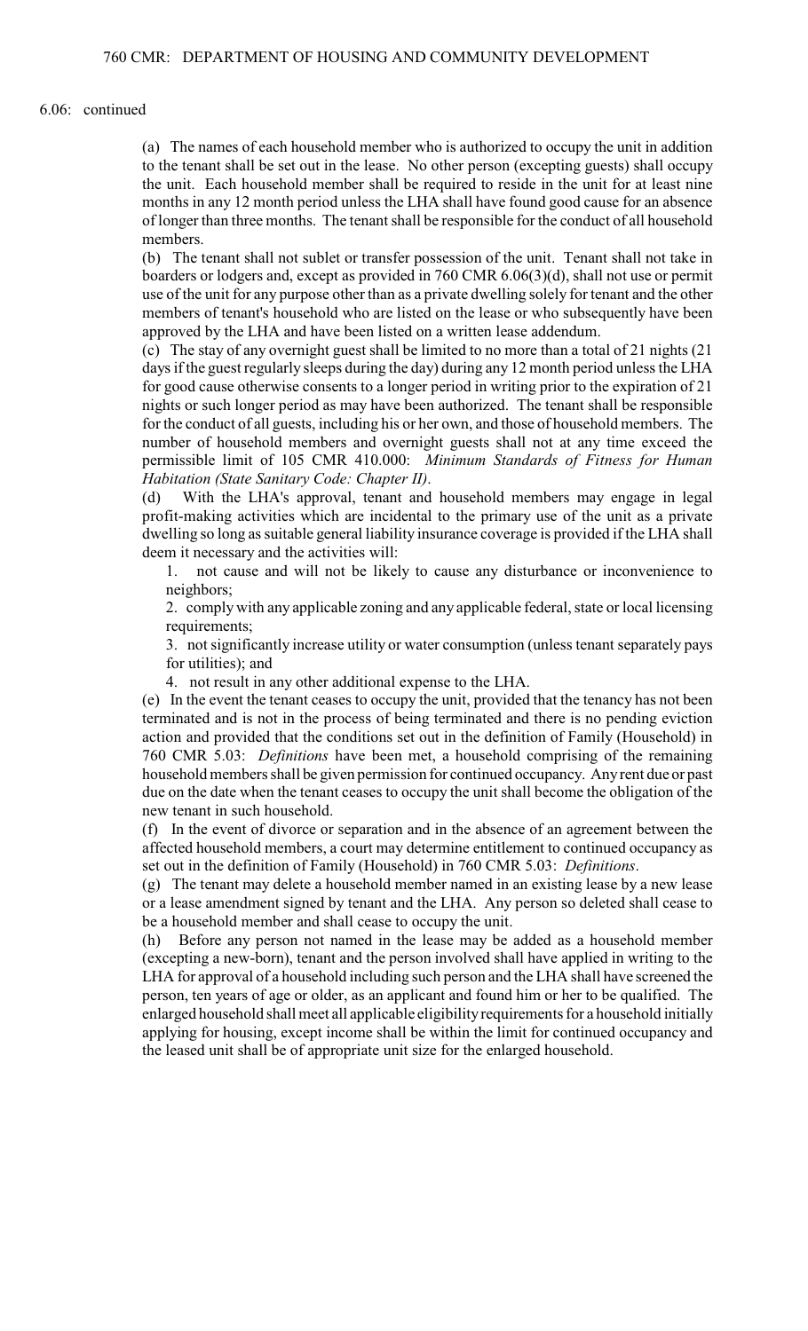6.06: continued

(a) The names of each household member who is authorized to occupy the unit in addition to the tenant shall be set out in the lease. No other person (excepting guests) shall occupy the unit. Each household member shall be required to reside in the unit for at least nine months in any 12 month period unless the LHA shall have found good cause for an absence of longer than three months. The tenant shall be responsible for the conduct of all household members.

(b) The tenant shall not sublet or transfer possession of the unit. Tenant shall not take in boarders or lodgers and, except as provided in 760 CMR 6.06(3)(d), shall not use or permit use of the unit for any purpose other than as a private dwelling solely for tenant and the other members of tenant's household who are listed on the lease or who subsequently have been approved by the LHA and have been listed on a written lease addendum.

(c) The stay of any overnight guest shall be limited to no more than a total of 21 nights (21 days if the guest regularly sleeps during the day) during any 12 month period unless the LHA for good cause otherwise consents to a longer period in writing prior to the expiration of 21 nights or such longer period as may have been authorized. The tenant shall be responsible for the conduct of all guests, including his or her own, and those of household members. The number of household members and overnight guests shall not at any time exceed the permissible limit of 105 CMR 410.000: *Minimum Standards of Fitness for Human Habitation (State Sanitary Code: Chapter II)*.

(d) With the LHA's approval, tenant and household members may engage in legal profit-making activities which are incidental to the primary use of the unit as a private dwelling so long as suitable general liability insurance coverage is provided if the LHA shall deem it necessary and the activities will:

1. not cause and will not be likely to cause any disturbance or inconvenience to neighbors;
2. comply with any applicable zoning and any applicable federal, state or local licensing requirements;
3. not significantly increase utility or water consumption (unless tenant separately pays for utilities); and
4. not result in any other additional expense to the LHA.

(e) In the event the tenant ceases to occupy the unit, provided that the tenancy has not been terminated and is not in the process of being terminated and there is no pending eviction action and provided that the conditions set out in the definition of Family (Household) in 760 CMR 5.03: *Definitions* have been met, a household comprising of the remaining household members shall be given permission for continued occupancy. Any rent due or past due on the date when the tenant ceases to occupy the unit shall become the obligation of the new tenant in such household.

(f) In the event of divorce or separation and in the absence of an agreement between the affected household members, a court may determine entitlement to continued occupancy as set out in the definition of Family (Household) in 760 CMR 5.03: *Definitions*.

(g) The tenant may delete a household member named in an existing lease by a new lease or a lease amendment signed by tenant and the LHA. Any person so deleted shall cease to be a household member and shall cease to occupy the unit.

(h) Before any person not named in the lease may be added as a household member (excepting a new-born), tenant and the person involved shall have applied in writing to the LHA for approval of a household including such person and the LHA shall have screened the person, ten years of age or older, as an applicant and found him or her to be qualified. The enlarged household shall meet all applicable eligibility requirements for a household initially applying for housing, except income shall be within the limit for continued occupancy and the leased unit shall be of appropriate unit size for the enlarged household.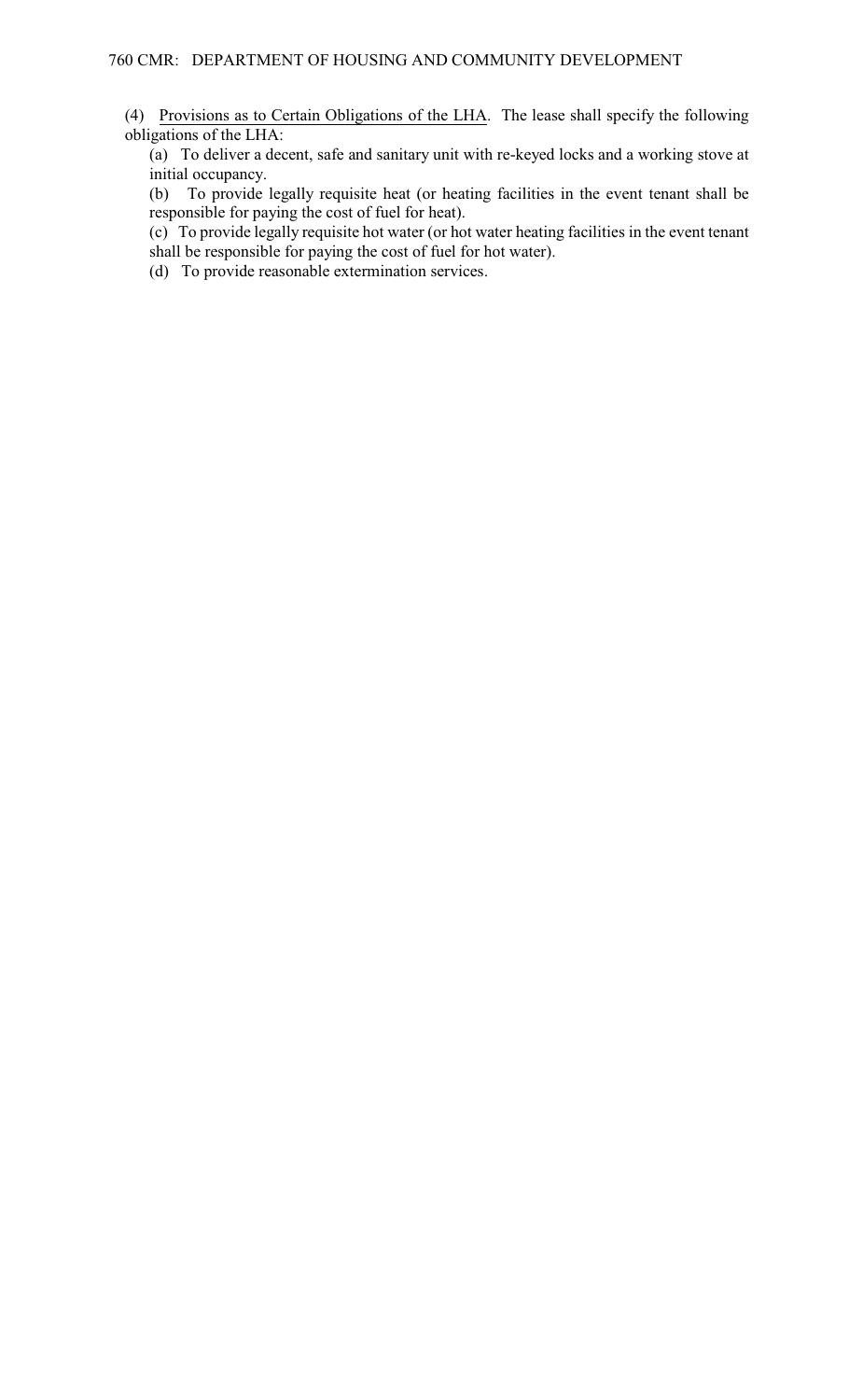(4) <u>Provisions as to Certain Obligations of the LHA</u>. The lease shall specify the following obligations of the LHA:

(a) To deliver a decent, safe and sanitary unit with re-keyed locks and a working stove at initial occupancy.

(b) To provide legally requisite heat (or heating facilities in the event tenant shall be responsible for paying the cost of fuel for heat).

(c) To provide legally requisite hot water (or hot water heating facilities in the event tenant shall be responsible for paying the cost of fuel for hot water).

(d) To provide reasonable extermination services.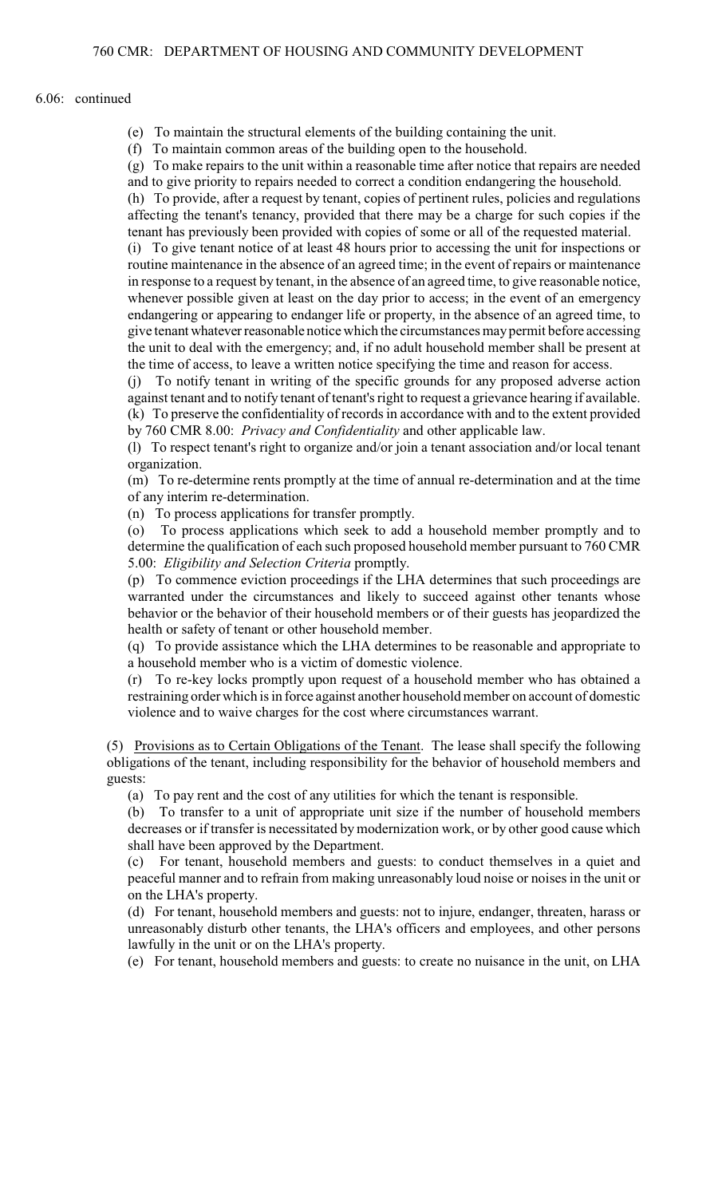6.06: continued

(e) To maintain the structural elements of the building containing the unit.

(f) To maintain common areas of the building open to the household.

(g) To make repairs to the unit within a reasonable time after notice that repairs are needed and to give priority to repairs needed to correct a condition endangering the household.

(h) To provide, after a request by tenant, copies of pertinent rules, policies and regulations affecting the tenant's tenancy, provided that there may be a charge for such copies if the tenant has previously been provided with copies of some or all of the requested material.

(i) To give tenant notice of at least 48 hours prior to accessing the unit for inspections or routine maintenance in the absence of an agreed time; in the event of repairs or maintenance in response to a request by tenant, in the absence of an agreed time, to give reasonable notice, whenever possible given at least on the day prior to access; in the event of an emergency endangering or appearing to endanger life or property, in the absence of an agreed time, to give tenant whatever reasonable notice which the circumstances may permit before accessing the unit to deal with the emergency; and, if no adult household member shall be present at the time of access, to leave a written notice specifying the time and reason for access.

(j) To notify tenant in writing of the specific grounds for any proposed adverse action against tenant and to notify tenant of tenant's right to request a grievance hearing if available.

(k) To preserve the confidentiality of records in accordance with and to the extent provided by 760 CMR 8.00: *Privacy and Confidentiality* and other applicable law.

(l) To respect tenant's right to organize and/or join a tenant association and/or local tenant organization.

(m) To re-determine rents promptly at the time of annual re-determination and at the time of any interim re-determination.

(n) To process applications for transfer promptly.

(o) To process applications which seek to add a household member promptly and to determine the qualification of each such proposed household member pursuant to 760 CMR 5.00: *Eligibility and Selection Criteria* promptly.

(p) To commence eviction proceedings if the LHA determines that such proceedings are warranted under the circumstances and likely to succeed against other tenants whose behavior or the behavior of their household members or of their guests has jeopardized the health or safety of tenant or other household member.

(q) To provide assistance which the LHA determines to be reasonable and appropriate to a household member who is a victim of domestic violence.

(r) To re-key locks promptly upon request of a household member who has obtained a restraining order which is in force against another household member on account of domestic violence and to waive charges for the cost where circumstances warrant.

(5) Provisions as to Certain Obligations of the Tenant. The lease shall specify the following obligations of the tenant, including responsibility for the behavior of household members and guests:

(a) To pay rent and the cost of any utilities for which the tenant is responsible.

(b) To transfer to a unit of appropriate unit size if the number of household members decreases or if transfer is necessitated by modernization work, or by other good cause which shall have been approved by the Department.

(c) For tenant, household members and guests: to conduct themselves in a quiet and peaceful manner and to refrain from making unreasonably loud noise or noises in the unit or on the LHA's property.

(d) For tenant, household members and guests: not to injure, endanger, threaten, harass or unreasonably disturb other tenants, the LHA's officers and employees, and other persons lawfully in the unit or on the LHA's property.

(e) For tenant, household members and guests: to create no nuisance in the unit, on LHA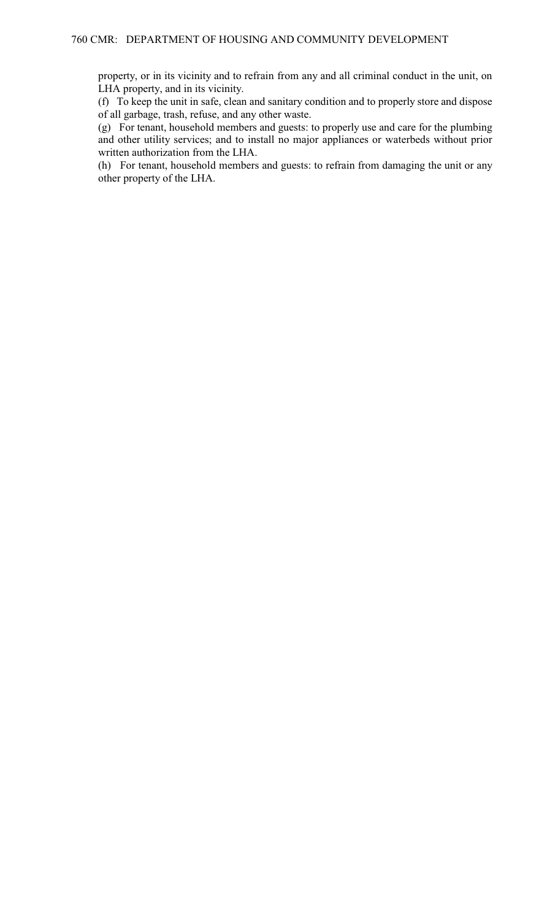property, or in its vicinity and to refrain from any and all criminal conduct in the unit, on LHA property, and in its vicinity.

(f) To keep the unit in safe, clean and sanitary condition and to properly store and dispose of all garbage, trash, refuse, and any other waste.

(g) For tenant, household members and guests: to properly use and care for the plumbing and other utility services; and to install no major appliances or waterbeds without prior written authorization from the LHA.

(h) For tenant, household members and guests: to refrain from damaging the unit or any other property of the LHA.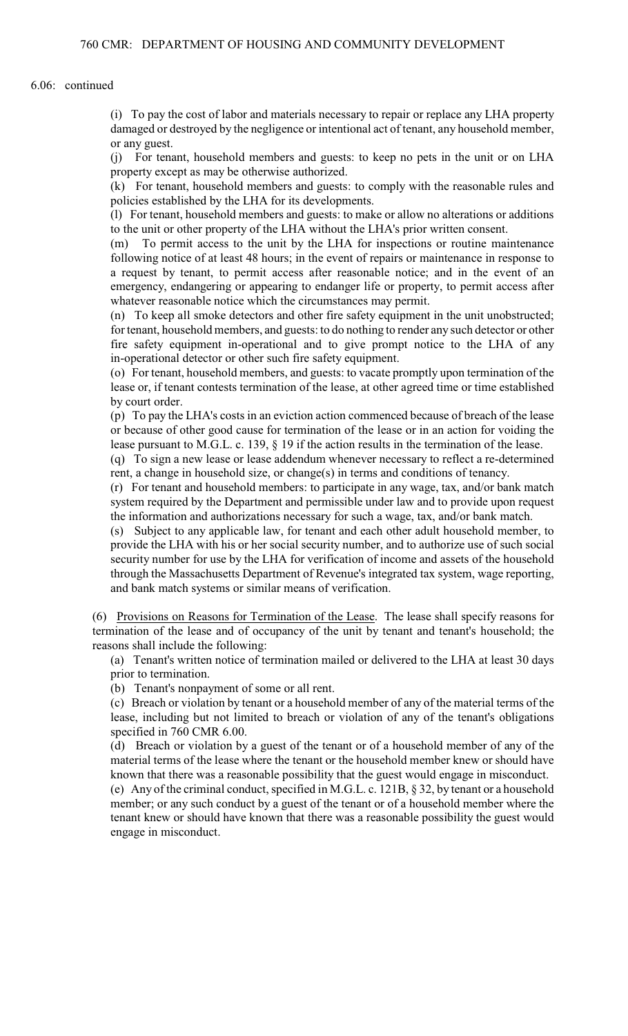6.06: continued

(i) To pay the cost of labor and materials necessary to repair or replace any LHA property damaged or destroyed by the negligence or intentional act of tenant, any household member, or any guest.

(j) For tenant, household members and guests: to keep no pets in the unit or on LHA property except as may be otherwise authorized.

(k) For tenant, household members and guests: to comply with the reasonable rules and policies established by the LHA for its developments.

(l) For tenant, household members and guests: to make or allow no alterations or additions to the unit or other property of the LHA without the LHA's prior written consent.

(m) To permit access to the unit by the LHA for inspections or routine maintenance following notice of at least 48 hours; in the event of repairs or maintenance in response to a request by tenant, to permit access after reasonable notice; and in the event of an emergency, endangering or appearing to endanger life or property, to permit access after whatever reasonable notice which the circumstances may permit.

(n) To keep all smoke detectors and other fire safety equipment in the unit unobstructed; for tenant, household members, and guests: to do nothing to render any such detector or other fire safety equipment in-operational and to give prompt notice to the LHA of any in-operational detector or other such fire safety equipment.

(o) For tenant, household members, and guests: to vacate promptly upon termination of the lease or, if tenant contests termination of the lease, at other agreed time or time established by court order.

(p) To pay the LHA's costs in an eviction action commenced because of breach of the lease or because of other good cause for termination of the lease or in an action for voiding the lease pursuant to M.G.L. c. 139, § 19 if the action results in the termination of the lease.

(q) To sign a new lease or lease addendum whenever necessary to reflect a re-determined rent, a change in household size, or change(s) in terms and conditions of tenancy.

(r) For tenant and household members: to participate in any wage, tax, and/or bank match system required by the Department and permissible under law and to provide upon request the information and authorizations necessary for such a wage, tax, and/or bank match.

(s) Subject to any applicable law, for tenant and each other adult household member, to provide the LHA with his or her social security number, and to authorize use of such social security number for use by the LHA for verification of income and assets of the household through the Massachusetts Department of Revenue's integrated tax system, wage reporting, and bank match systems or similar means of verification.

(6) Provisions on Reasons for Termination of the Lease. The lease shall specify reasons for termination of the lease and of occupancy of the unit by tenant and tenant's household; the reasons shall include the following:

(a) Tenant's written notice of termination mailed or delivered to the LHA at least 30 days prior to termination.

(b) Tenant's nonpayment of some or all rent.

(c) Breach or violation by tenant or a household member of any of the material terms of the lease, including but not limited to breach or violation of any of the tenant's obligations specified in 760 CMR 6.00.

(d) Breach or violation by a guest of the tenant or of a household member of any of the material terms of the lease where the tenant or the household member knew or should have known that there was a reasonable possibility that the guest would engage in misconduct.

(e) Any of the criminal conduct, specified in M.G.L. c. 121B, § 32, by tenant or a household member; or any such conduct by a guest of the tenant or of a household member where the tenant knew or should have known that there was a reasonable possibility the guest would engage in misconduct.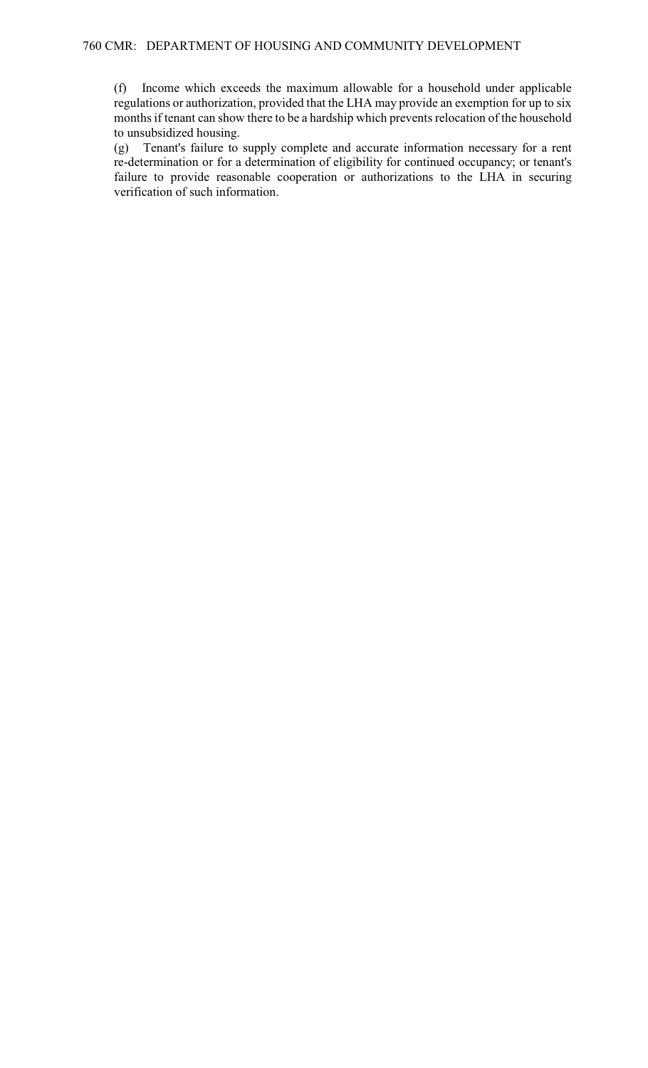(f) Income which exceeds the maximum allowable for a household under applicable regulations or authorization, provided that the LHA may provide an exemption for up to six months if tenant can show there to be a hardship which prevents relocation of the household to unsubsidized housing.

(g) Tenant's failure to supply complete and accurate information necessary for a rent re-determination or for a determination of eligibility for continued occupancy; or tenant's failure to provide reasonable cooperation or authorizations to the LHA in securing verification of such information.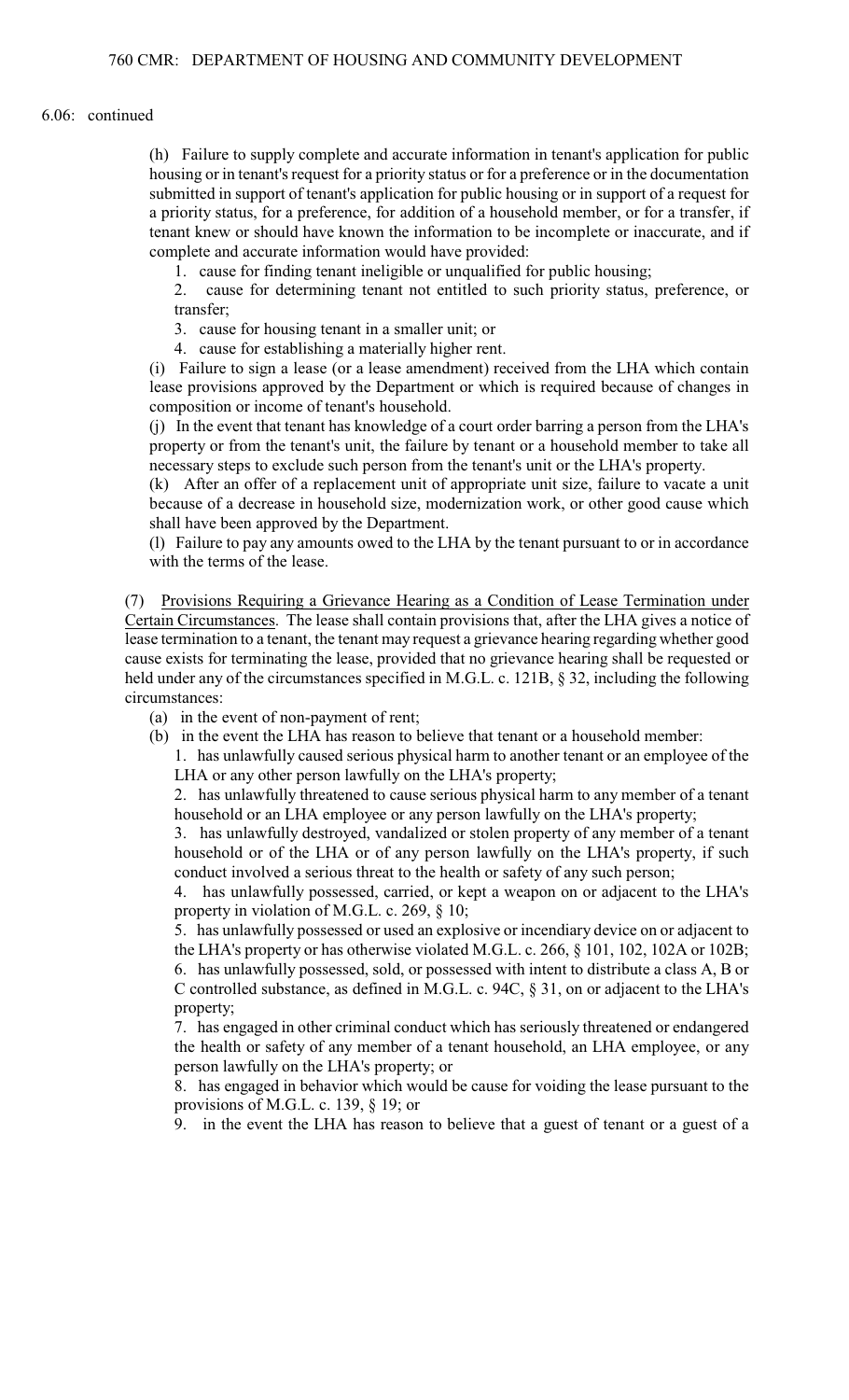6.06: continued

(h) Failure to supply complete and accurate information in tenant's application for public housing or in tenant's request for a priority status or for a preference or in the documentation submitted in support of tenant's application for public housing or in support of a request for a priority status, for a preference, for addition of a household member, or for a transfer, if tenant knew or should have known the information to be incomplete or inaccurate, and if complete and accurate information would have provided:

1. cause for finding tenant ineligible or unqualified for public housing;
2. cause for determining tenant not entitled to such priority status, preference, or transfer;
3. cause for housing tenant in a smaller unit; or
4. cause for establishing a materially higher rent.

(i) Failure to sign a lease (or a lease amendment) received from the LHA which contain lease provisions approved by the Department or which is required because of changes in composition or income of tenant's household.

(j) In the event that tenant has knowledge of a court order barring a person from the LHA's property or from the tenant's unit, the failure by tenant or a household member to take all necessary steps to exclude such person from the tenant's unit or the LHA's property.

(k) After an offer of a replacement unit of appropriate unit size, failure to vacate a unit because of a decrease in household size, modernization work, or other good cause which shall have been approved by the Department.

(l) Failure to pay any amounts owed to the LHA by the tenant pursuant to or in accordance with the terms of the lease.

(7) Provisions Requiring a Grievance Hearing as a Condition of Lease Termination under Certain Circumstances. The lease shall contain provisions that, after the LHA gives a notice of lease termination to a tenant, the tenant may request a grievance hearing regarding whether good cause exists for terminating the lease, provided that no grievance hearing shall be requested or held under any of the circumstances specified in M.G.L. c. 121B, § 32, including the following circumstances:

(a) in the event of non-payment of rent;

(b) in the event the LHA has reason to believe that tenant or a household member:

1. has unlawfully caused serious physical harm to another tenant or an employee of the LHA or any other person lawfully on the LHA's property;
2. has unlawfully threatened to cause serious physical harm to any member of a tenant household or an LHA employee or any person lawfully on the LHA's property;
3. has unlawfully destroyed, vandalized or stolen property of any member of a tenant household or of the LHA or of any person lawfully on the LHA's property, if such conduct involved a serious threat to the health or safety of any such person;
4. has unlawfully possessed, carried, or kept a weapon on or adjacent to the LHA's property in violation of M.G.L. c. 269, § 10;
5. has unlawfully possessed or used an explosive or incendiary device on or adjacent to the LHA's property or has otherwise violated M.G.L. c. 266, § 101, 102, 102A or 102B;
6. has unlawfully possessed, sold, or possessed with intent to distribute a class A, B or C controlled substance, as defined in M.G.L. c. 94C, § 31, on or adjacent to the LHA's property;
7. has engaged in other criminal conduct which has seriously threatened or endangered the health or safety of any member of a tenant household, an LHA employee, or any person lawfully on the LHA's property; or
8. has engaged in behavior which would be cause for voiding the lease pursuant to the provisions of M.G.L. c. 139, § 19; or
9. in the event the LHA has reason to believe that a guest of tenant or a guest of a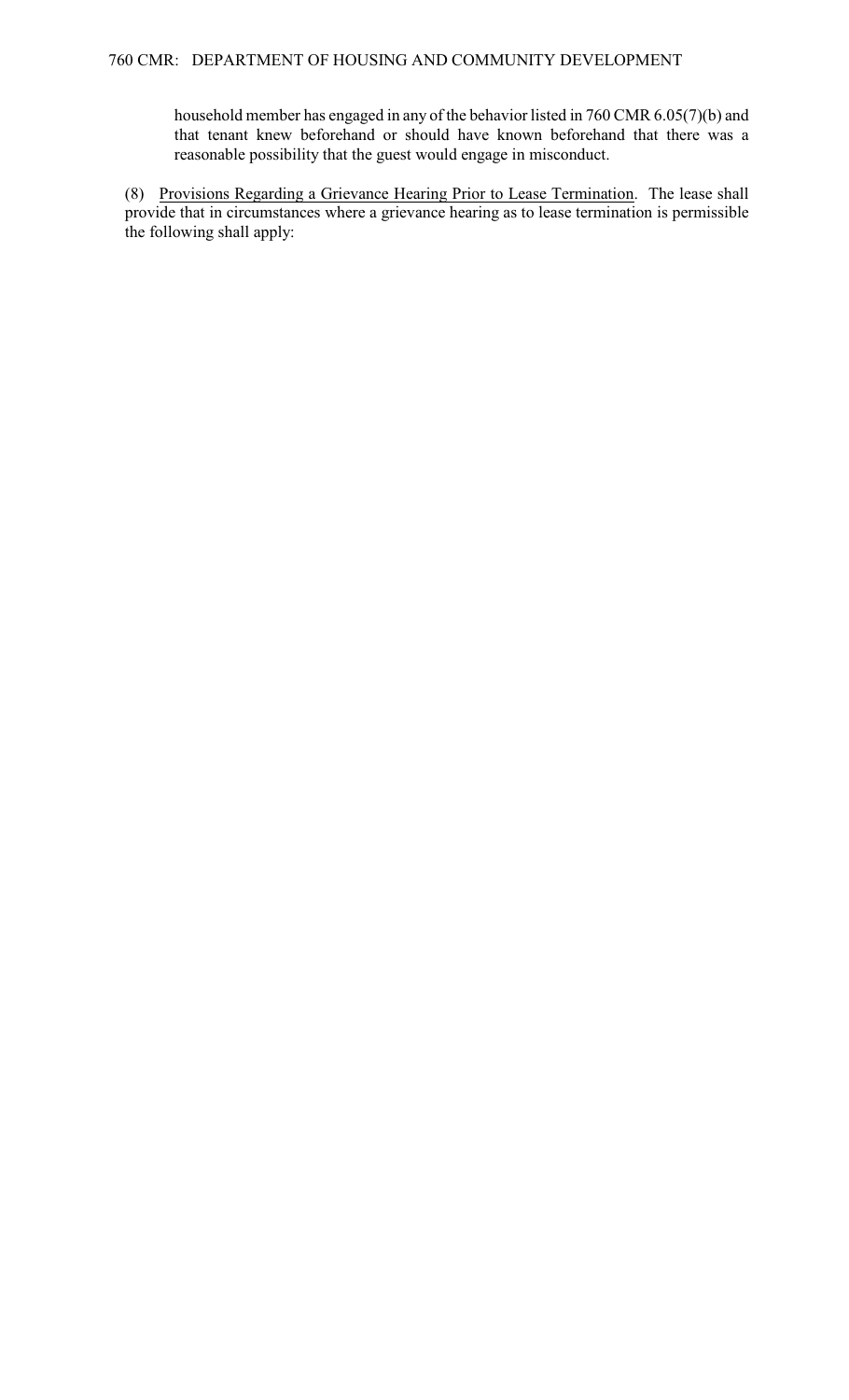household member has engaged in any of the behavior listed in 760 CMR 6.05(7)(b) and that tenant knew beforehand or should have known beforehand that there was a reasonable possibility that the guest would engage in misconduct.

(8) <u>Provisions Regarding a Grievance Hearing Prior to Lease Termination</u>. The lease shall provide that in circumstances where a grievance hearing as to lease termination is permissible the following shall apply: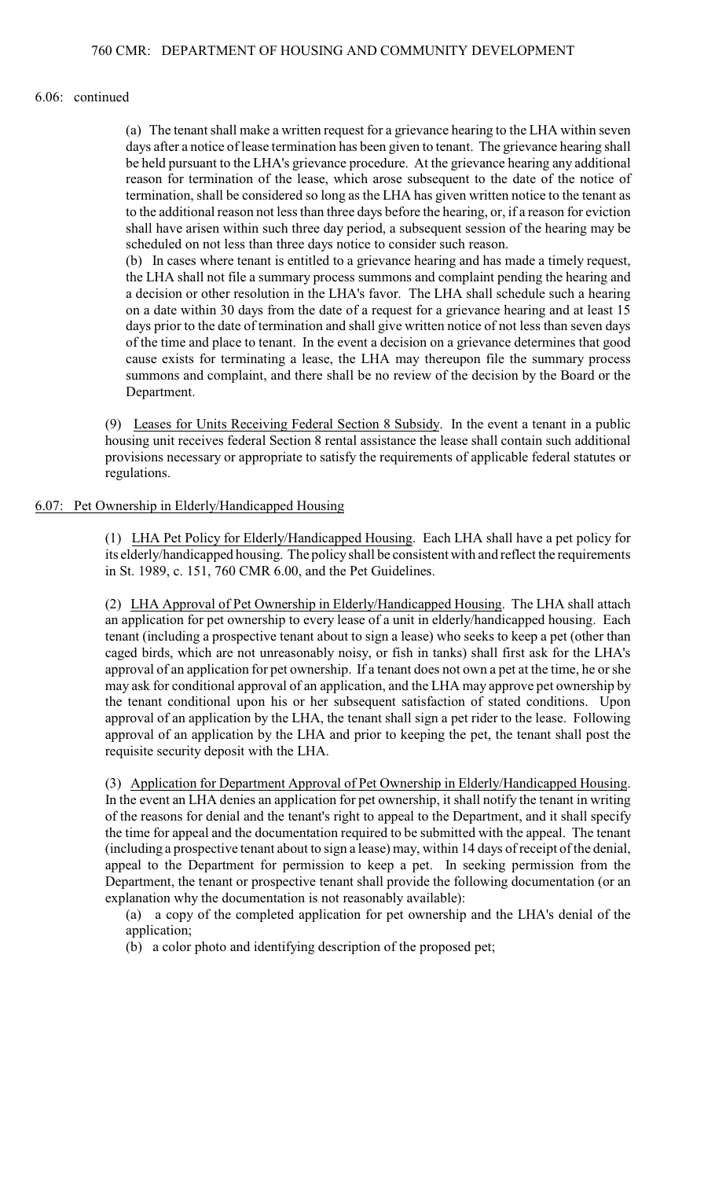6.06: continued

(a) The tenant shall make a written request for a grievance hearing to the LHA within seven days after a notice of lease termination has been given to tenant. The grievance hearing shall be held pursuant to the LHA's grievance procedure. At the grievance hearing any additional reason for termination of the lease, which arose subsequent to the date of the notice of termination, shall be considered so long as the LHA has given written notice to the tenant as to the additional reason not less than three days before the hearing, or, if a reason for eviction shall have arisen within such three day period, a subsequent session of the hearing may be scheduled on not less than three days notice to consider such reason.

(b) In cases where tenant is entitled to a grievance hearing and has made a timely request, the LHA shall not file a summary process summons and complaint pending the hearing and a decision or other resolution in the LHA's favor. The LHA shall schedule such a hearing on a date within 30 days from the date of a request for a grievance hearing and at least 15 days prior to the date of termination and shall give written notice of not less than seven days of the time and place to tenant. In the event a decision on a grievance determines that good cause exists for terminating a lease, the LHA may thereupon file the summary process summons and complaint, and there shall be no review of the decision by the Board or the Department.

(9) Leases for Units Receiving Federal Section 8 Subsidy. In the event a tenant in a public housing unit receives federal Section 8 rental assistance the lease shall contain such additional provisions necessary or appropriate to satisfy the requirements of applicable federal statutes or regulations.

## 6.07: Pet Ownership in Elderly/Handicapped Housing

(1) LHA Pet Policy for Elderly/Handicapped Housing. Each LHA shall have a pet policy for its elderly/handicapped housing. The policy shall be consistent with and reflect the requirements in St. 1989, c. 151, 760 CMR 6.00, and the Pet Guidelines.

(2) LHA Approval of Pet Ownership in Elderly/Handicapped Housing. The LHA shall attach an application for pet ownership to every lease of a unit in elderly/handicapped housing. Each tenant (including a prospective tenant about to sign a lease) who seeks to keep a pet (other than caged birds, which are not unreasonably noisy, or fish in tanks) shall first ask for the LHA's approval of an application for pet ownership. If a tenant does not own a pet at the time, he or she may ask for conditional approval of an application, and the LHA may approve pet ownership by the tenant conditional upon his or her subsequent satisfaction of stated conditions. Upon approval of an application by the LHA, the tenant shall sign a pet rider to the lease. Following approval of an application by the LHA and prior to keeping the pet, the tenant shall post the requisite security deposit with the LHA.

(3) Application for Department Approval of Pet Ownership in Elderly/Handicapped Housing. In the event an LHA denies an application for pet ownership, it shall notify the tenant in writing of the reasons for denial and the tenant's right to appeal to the Department, and it shall specify the time for appeal and the documentation required to be submitted with the appeal. The tenant (including a prospective tenant about to sign a lease) may, within 14 days of receipt of the denial, appeal to the Department for permission to keep a pet. In seeking permission from the Department, the tenant or prospective tenant shall provide the following documentation (or an explanation why the documentation is not reasonably available):

(a) a copy of the completed application for pet ownership and the LHA's denial of the application;

(b) a color photo and identifying description of the proposed pet;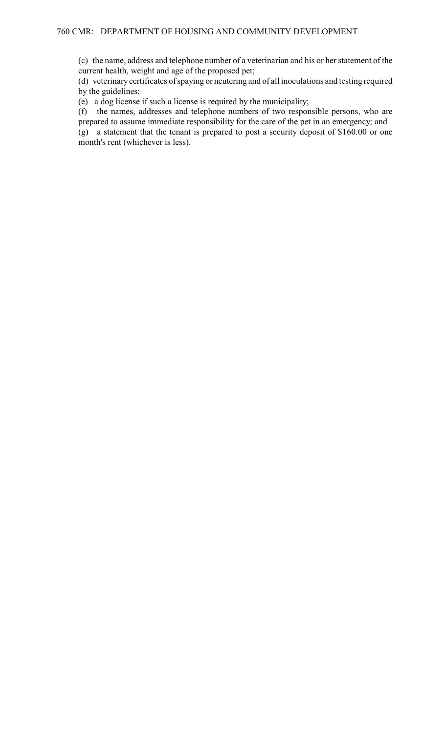(c) the name, address and telephone number of a veterinarian and his or her statement of the current health, weight and age of the proposed pet;

(d) veterinary certificates of spaying or neutering and of all inoculations and testing required by the guidelines;

(e) a dog license if such a license is required by the municipality;

(f) the names, addresses and telephone numbers of two responsible persons, who are prepared to assume immediate responsibility for the care of the pet in an emergency; and

(g) a statement that the tenant is prepared to post a security deposit of $160.00 or one month's rent (whichever is less).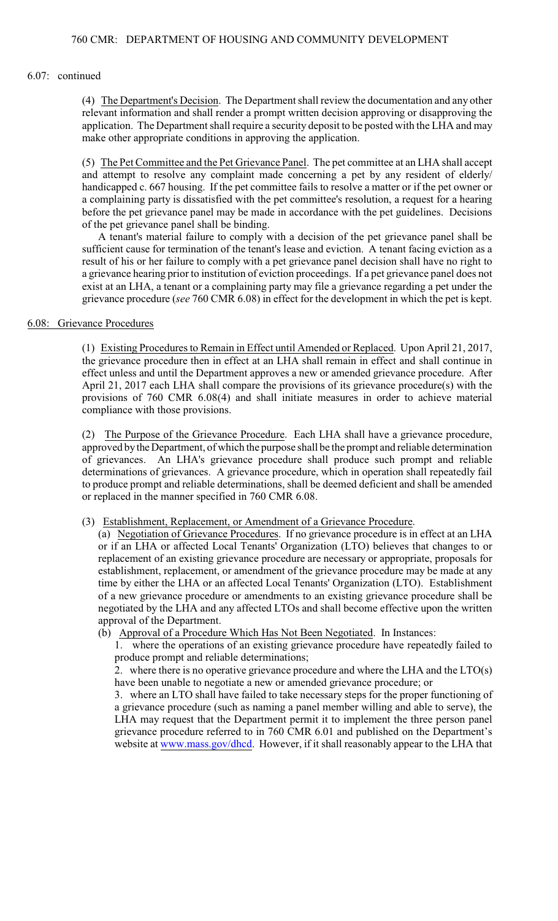6.07: continued

(4) The Department's Decision. The Department shall review the documentation and any other relevant information and shall render a prompt written decision approving or disapproving the application. The Department shall require a security deposit to be posted with the LHA and may make other appropriate conditions in approving the application.

(5) The Pet Committee and the Pet Grievance Panel. The pet committee at an LHA shall accept and attempt to resolve any complaint made concerning a pet by any resident of elderly/ handicapped c. 667 housing. If the pet committee fails to resolve a matter or if the pet owner or a complaining party is dissatisfied with the pet committee's resolution, a request for a hearing before the pet grievance panel may be made in accordance with the pet guidelines. Decisions of the pet grievance panel shall be binding.

A tenant's material failure to comply with a decision of the pet grievance panel shall be sufficient cause for termination of the tenant's lease and eviction. A tenant facing eviction as a result of his or her failure to comply with a pet grievance panel decision shall have no right to a grievance hearing prior to institution of eviction proceedings. If a pet grievance panel does not exist at an LHA, a tenant or a complaining party may file a grievance regarding a pet under the grievance procedure (*see* 760 CMR 6.08) in effect for the development in which the pet is kept.

## 6.08: Grievance Procedures

(1) Existing Procedures to Remain in Effect until Amended or Replaced. Upon April 21, 2017, the grievance procedure then in effect at an LHA shall remain in effect and shall continue in effect unless and until the Department approves a new or amended grievance procedure. After April 21, 2017 each LHA shall compare the provisions of its grievance procedure(s) with the provisions of 760 CMR 6.08(4) and shall initiate measures in order to achieve material compliance with those provisions.

(2) The Purpose of the Grievance Procedure. Each LHA shall have a grievance procedure, approved by the Department, of which the purpose shall be the prompt and reliable determination of grievances. An LHA's grievance procedure shall produce such prompt and reliable determinations of grievances. A grievance procedure, which in operation shall repeatedly fail to produce prompt and reliable determinations, shall be deemed deficient and shall be amended or replaced in the manner specified in 760 CMR 6.08.

(3) Establishment, Replacement, or Amendment of a Grievance Procedure.

(a) Negotiation of Grievance Procedures. If no grievance procedure is in effect at an LHA or if an LHA or affected Local Tenants' Organization (LTO) believes that changes to or replacement of an existing grievance procedure are necessary or appropriate, proposals for establishment, replacement, or amendment of the grievance procedure may be made at any time by either the LHA or an affected Local Tenants' Organization (LTO). Establishment of a new grievance procedure or amendments to an existing grievance procedure shall be negotiated by the LHA and any affected LTOs and shall become effective upon the written approval of the Department.

(b) Approval of a Procedure Which Has Not Been Negotiated. In Instances:

1. where the operations of an existing grievance procedure have repeatedly failed to produce prompt and reliable determinations;

2. where there is no operative grievance procedure and where the LHA and the LTO(s) have been unable to negotiate a new or amended grievance procedure; or

3. where an LTO shall have failed to take necessary steps for the proper functioning of a grievance procedure (such as naming a panel member willing and able to serve), the LHA may request that the Department permit it to implement the three person panel grievance procedure referred to in 760 CMR 6.01 and published on the Department's website at www.mass.gov/dhcd. However, if it shall reasonably appear to the LHA that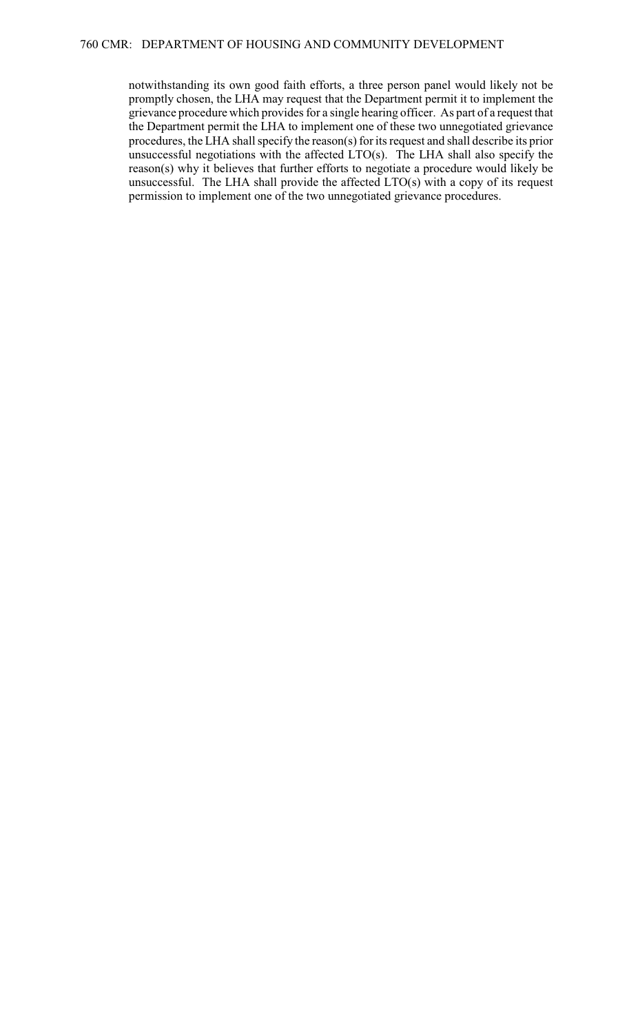notwithstanding its own good faith efforts, a three person panel would likely not be promptly chosen, the LHA may request that the Department permit it to implement the grievance procedure which provides for a single hearing officer. As part of a request that the Department permit the LHA to implement one of these two unnegotiated grievance procedures, the LHA shall specify the reason(s) for its request and shall describe its prior unsuccessful negotiations with the affected LTO(s). The LHA shall also specify the reason(s) why it believes that further efforts to negotiate a procedure would likely be unsuccessful. The LHA shall provide the affected LTO(s) with a copy of its request permission to implement one of the two unnegotiated grievance procedures.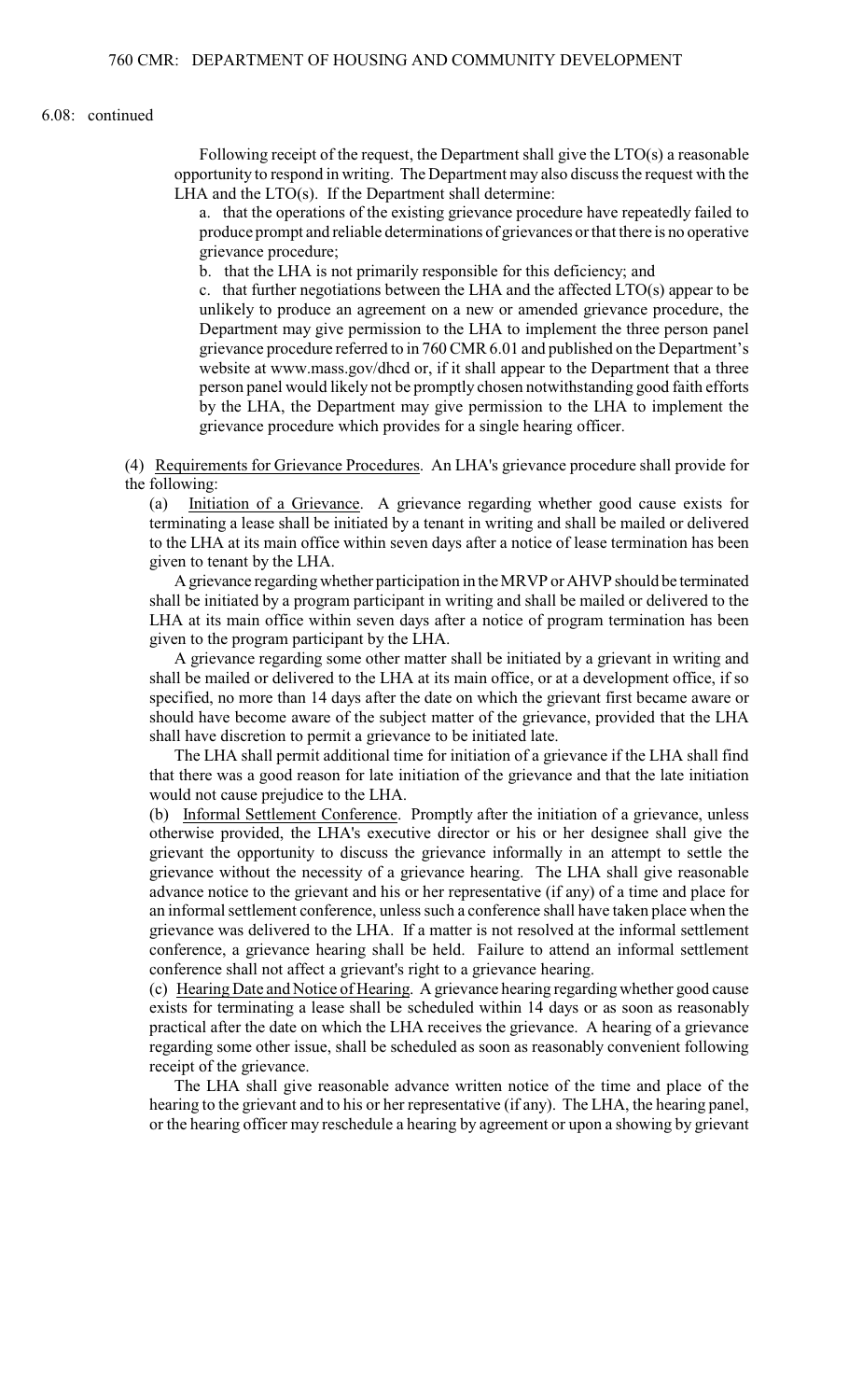6.08: continued

Following receipt of the request, the Department shall give the LTO(s) a reasonable opportunity to respond in writing. The Department may also discuss the request with the LHA and the LTO(s). If the Department shall determine:

a. that the operations of the existing grievance procedure have repeatedly failed to produce prompt and reliable determinations of grievances or that there is no operative grievance procedure;

b. that the LHA is not primarily responsible for this deficiency; and

c. that further negotiations between the LHA and the affected LTO(s) appear to be unlikely to produce an agreement on a new or amended grievance procedure, the Department may give permission to the LHA to implement the three person panel grievance procedure referred to in 760 CMR 6.01 and published on the Department's website at www.mass.gov/dhcd or, if it shall appear to the Department that a three person panel would likely not be promptly chosen notwithstanding good faith efforts by the LHA, the Department may give permission to the LHA to implement the grievance procedure which provides for a single hearing officer.

(4) Requirements for Grievance Procedures. An LHA's grievance procedure shall provide for the following:

(a) Initiation of a Grievance. A grievance regarding whether good cause exists for terminating a lease shall be initiated by a tenant in writing and shall be mailed or delivered to the LHA at its main office within seven days after a notice of lease termination has been given to tenant by the LHA.

A grievance regarding whether participation in the MRVP or AHVP should be terminated shall be initiated by a program participant in writing and shall be mailed or delivered to the LHA at its main office within seven days after a notice of program termination has been given to the program participant by the LHA.

A grievance regarding some other matter shall be initiated by a grievant in writing and shall be mailed or delivered to the LHA at its main office, or at a development office, if so specified, no more than 14 days after the date on which the grievant first became aware or should have become aware of the subject matter of the grievance, provided that the LHA shall have discretion to permit a grievance to be initiated late.

The LHA shall permit additional time for initiation of a grievance if the LHA shall find that there was a good reason for late initiation of the grievance and that the late initiation would not cause prejudice to the LHA.

(b) Informal Settlement Conference. Promptly after the initiation of a grievance, unless otherwise provided, the LHA's executive director or his or her designee shall give the grievant the opportunity to discuss the grievance informally in an attempt to settle the grievance without the necessity of a grievance hearing. The LHA shall give reasonable advance notice to the grievant and his or her representative (if any) of a time and place for an informal settlement conference, unless such a conference shall have taken place when the grievance was delivered to the LHA. If a matter is not resolved at the informal settlement conference, a grievance hearing shall be held. Failure to attend an informal settlement conference shall not affect a grievant's right to a grievance hearing.

(c) Hearing Date and Notice of Hearing. A grievance hearing regarding whether good cause exists for terminating a lease shall be scheduled within 14 days or as soon as reasonably practical after the date on which the LHA receives the grievance. A hearing of a grievance regarding some other issue, shall be scheduled as soon as reasonably convenient following receipt of the grievance.

The LHA shall give reasonable advance written notice of the time and place of the hearing to the grievant and to his or her representative (if any). The LHA, the hearing panel, or the hearing officer may reschedule a hearing by agreement or upon a showing by grievant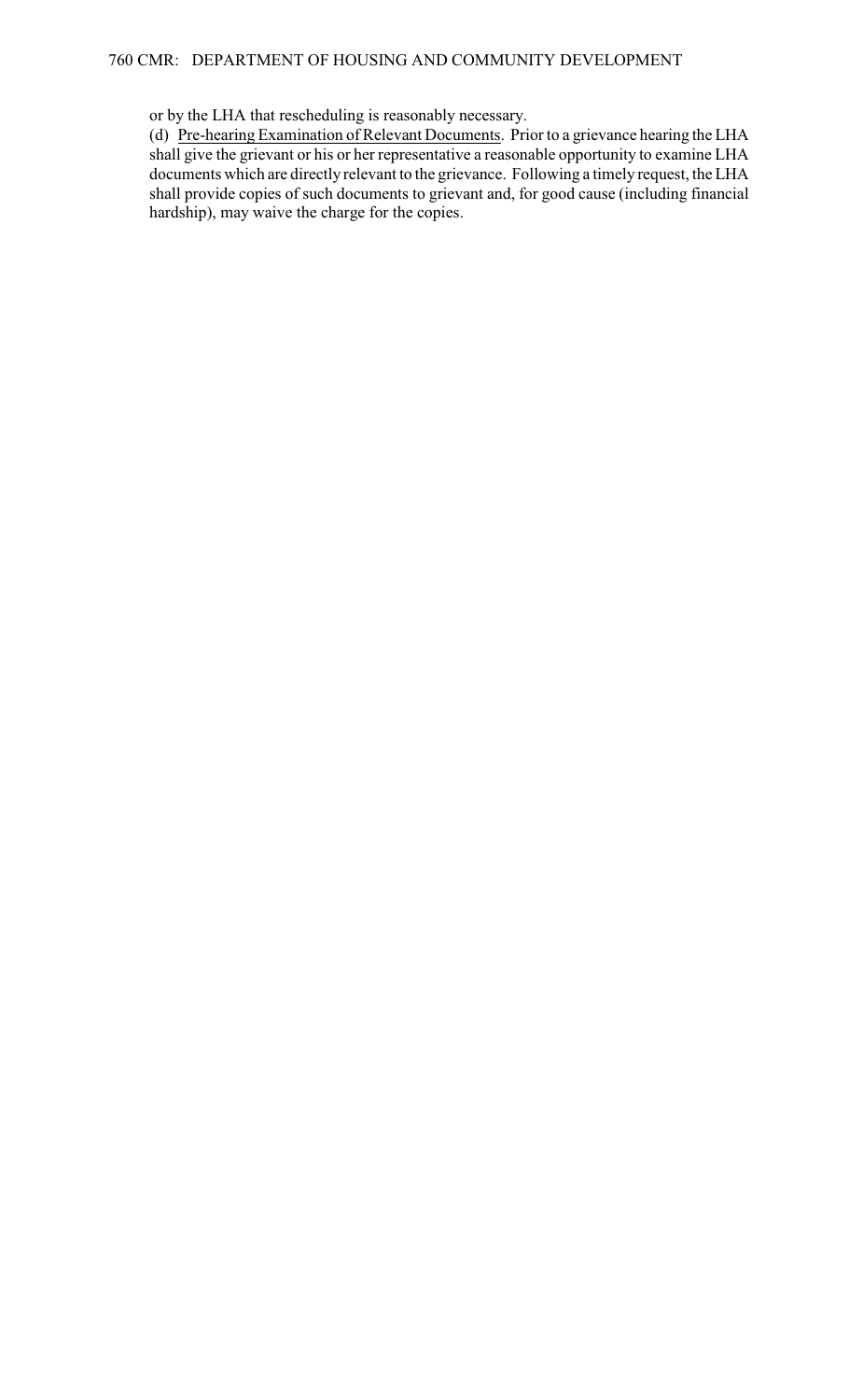or by the LHA that rescheduling is reasonably necessary.

(d) Pre-hearing Examination of Relevant Documents. Prior to a grievance hearing the LHA shall give the grievant or his or her representative a reasonable opportunity to examine LHA documents which are directly relevant to the grievance. Following a timely request, the LHA shall provide copies of such documents to grievant and, for good cause (including financial hardship), may waive the charge for the copies.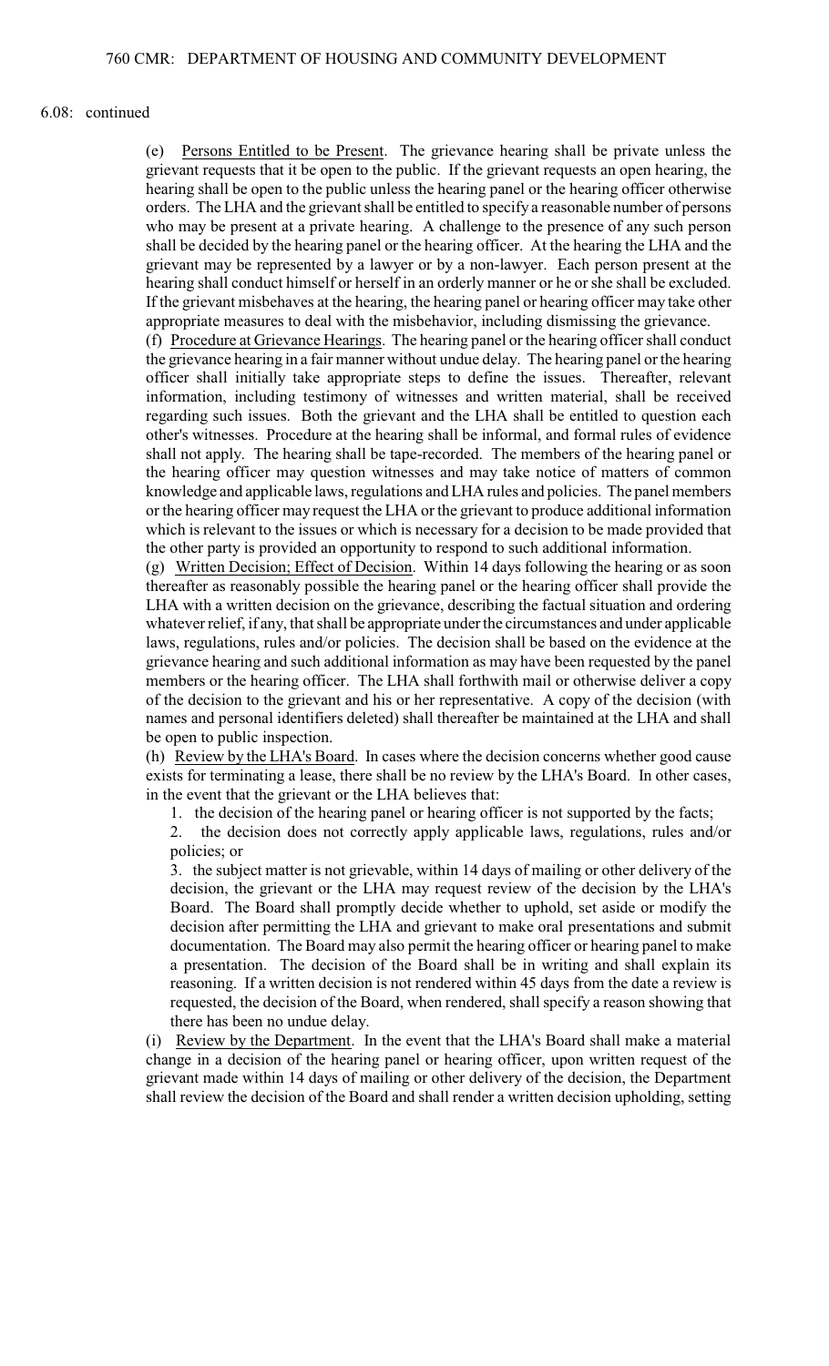6.08: continued

(e) Persons Entitled to be Present. The grievance hearing shall be private unless the grievant requests that it be open to the public. If the grievant requests an open hearing, the hearing shall be open to the public unless the hearing panel or the hearing officer otherwise orders. The LHA and the grievant shall be entitled to specify a reasonable number of persons who may be present at a private hearing. A challenge to the presence of any such person shall be decided by the hearing panel or the hearing officer. At the hearing the LHA and the grievant may be represented by a lawyer or by a non-lawyer. Each person present at the hearing shall conduct himself or herself in an orderly manner or he or she shall be excluded. If the grievant misbehaves at the hearing, the hearing panel or hearing officer may take other appropriate measures to deal with the misbehavior, including dismissing the grievance.

(f) Procedure at Grievance Hearings. The hearing panel or the hearing officer shall conduct the grievance hearing in a fair manner without undue delay. The hearing panel or the hearing officer shall initially take appropriate steps to define the issues. Thereafter, relevant information, including testimony of witnesses and written material, shall be received regarding such issues. Both the grievant and the LHA shall be entitled to question each other's witnesses. Procedure at the hearing shall be informal, and formal rules of evidence shall not apply. The hearing shall be tape-recorded. The members of the hearing panel or the hearing officer may question witnesses and may take notice of matters of common knowledge and applicable laws, regulations and LHA rules and policies. The panel members or the hearing officer may request the LHA or the grievant to produce additional information which is relevant to the issues or which is necessary for a decision to be made provided that the other party is provided an opportunity to respond to such additional information.

(g) Written Decision; Effect of Decision. Within 14 days following the hearing or as soon thereafter as reasonably possible the hearing panel or the hearing officer shall provide the LHA with a written decision on the grievance, describing the factual situation and ordering whatever relief, if any, that shall be appropriate under the circumstances and under applicable laws, regulations, rules and/or policies. The decision shall be based on the evidence at the grievance hearing and such additional information as may have been requested by the panel members or the hearing officer. The LHA shall forthwith mail or otherwise deliver a copy of the decision to the grievant and his or her representative. A copy of the decision (with names and personal identifiers deleted) shall thereafter be maintained at the LHA and shall be open to public inspection.

(h) Review by the LHA's Board. In cases where the decision concerns whether good cause exists for terminating a lease, there shall be no review by the LHA's Board. In other cases, in the event that the grievant or the LHA believes that:

1. the decision of the hearing panel or hearing officer is not supported by the facts;
2. the decision does not correctly apply applicable laws, regulations, rules and/or policies; or
3. the subject matter is not grievable, within 14 days of mailing or other delivery of the decision, the grievant or the LHA may request review of the decision by the LHA's Board. The Board shall promptly decide whether to uphold, set aside or modify the decision after permitting the LHA and grievant to make oral presentations and submit documentation. The Board may also permit the hearing officer or hearing panel to make a presentation. The decision of the Board shall be in writing and shall explain its reasoning. If a written decision is not rendered within 45 days from the date a review is requested, the decision of the Board, when rendered, shall specify a reason showing that there has been no undue delay.

(i) Review by the Department. In the event that the LHA's Board shall make a material change in a decision of the hearing panel or hearing officer, upon written request of the grievant made within 14 days of mailing or other delivery of the decision, the Department shall review the decision of the Board and shall render a written decision upholding, setting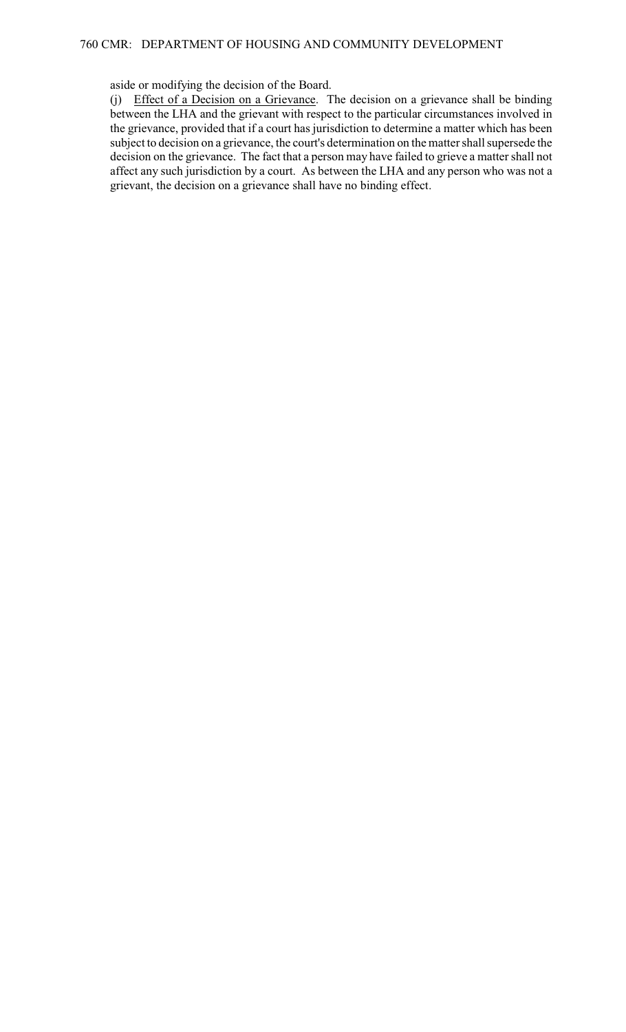aside or modifying the decision of the Board.

(j) Effect of a Decision on a Grievance. The decision on a grievance shall be binding between the LHA and the grievant with respect to the particular circumstances involved in the grievance, provided that if a court has jurisdiction to determine a matter which has been subject to decision on a grievance, the court's determination on the matter shall supersede the decision on the grievance. The fact that a person may have failed to grieve a matter shall not affect any such jurisdiction by a court. As between the LHA and any person who was not a grievant, the decision on a grievance shall have no binding effect.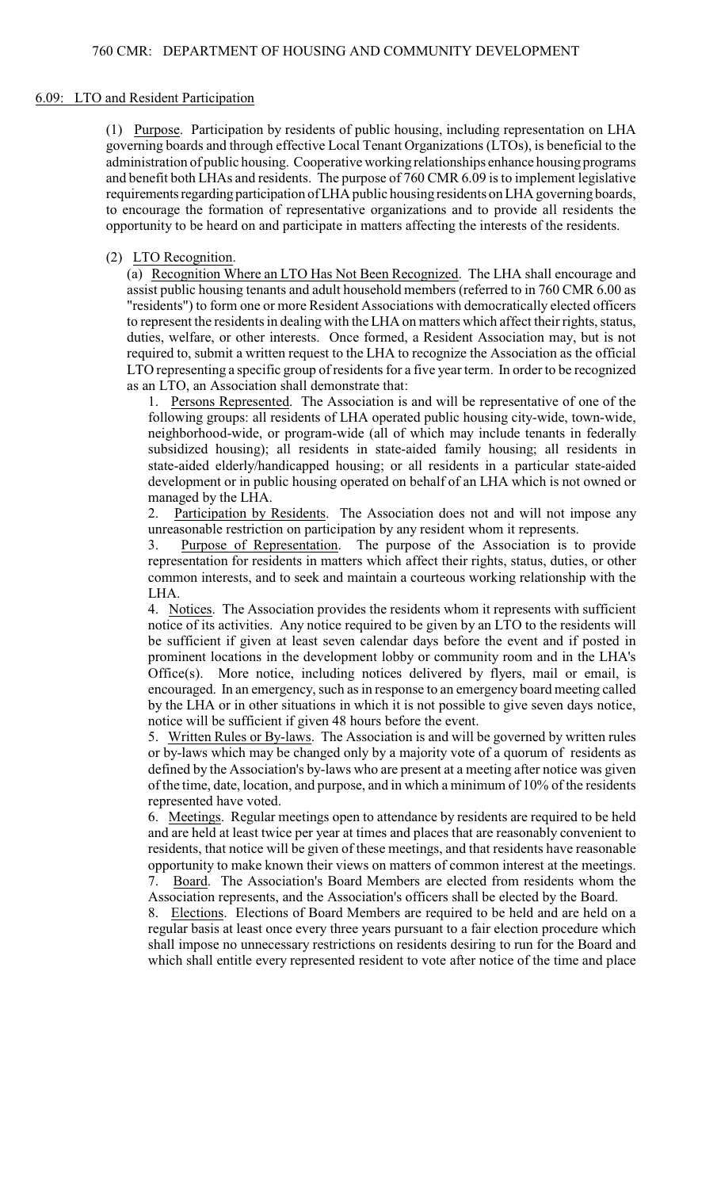## 6.09: LTO and Resident Participation

(1) Purpose. Participation by residents of public housing, including representation on LHA governing boards and through effective Local Tenant Organizations (LTOs), is beneficial to the administration of public housing. Cooperative working relationships enhance housing programs and benefit both LHAs and residents. The purpose of 760 CMR 6.09 is to implement legislative requirements regarding participation of LHA public housing residents on LHA governing boards, to encourage the formation of representative organizations and to provide all residents the opportunity to be heard on and participate in matters affecting the interests of the residents.

(2) LTO Recognition.

(a) Recognition Where an LTO Has Not Been Recognized. The LHA shall encourage and assist public housing tenants and adult household members (referred to in 760 CMR 6.00 as "residents") to form one or more Resident Associations with democratically elected officers to represent the residents in dealing with the LHA on matters which affect their rights, status, duties, welfare, or other interests. Once formed, a Resident Association may, but is not required to, submit a written request to the LHA to recognize the Association as the official LTO representing a specific group of residents for a five year term. In order to be recognized as an LTO, an Association shall demonstrate that:

1. Persons Represented. The Association is and will be representative of one of the following groups: all residents of LHA operated public housing city-wide, town-wide, neighborhood-wide, or program-wide (all of which may include tenants in federally subsidized housing); all residents in state-aided family housing; all residents in state-aided elderly/handicapped housing; or all residents in a particular state-aided development or in public housing operated on behalf of an LHA which is not owned or managed by the LHA.

2. Participation by Residents. The Association does not and will not impose any unreasonable restriction on participation by any resident whom it represents.

3. Purpose of Representation. The purpose of the Association is to provide representation for residents in matters which affect their rights, status, duties, or other common interests, and to seek and maintain a courteous working relationship with the LHA.

4. Notices. The Association provides the residents whom it represents with sufficient notice of its activities. Any notice required to be given by an LTO to the residents will be sufficient if given at least seven calendar days before the event and if posted in prominent locations in the development lobby or community room and in the LHA's Office(s). More notice, including notices delivered by flyers, mail or email, is encouraged. In an emergency, such as in response to an emergency board meeting called by the LHA or in other situations in which it is not possible to give seven days notice, notice will be sufficient if given 48 hours before the event.

5. Written Rules or By-laws. The Association is and will be governed by written rules or by-laws which may be changed only by a majority vote of a quorum of residents as defined by the Association's by-laws who are present at a meeting after notice was given of the time, date, location, and purpose, and in which a minimum of 10% of the residents represented have voted.

6. Meetings. Regular meetings open to attendance by residents are required to be held and are held at least twice per year at times and places that are reasonably convenient to residents, that notice will be given of these meetings, and that residents have reasonable opportunity to make known their views on matters of common interest at the meetings.

7. Board. The Association's Board Members are elected from residents whom the Association represents, and the Association's officers shall be elected by the Board.

8. Elections. Elections of Board Members are required to be held and are held on a regular basis at least once every three years pursuant to a fair election procedure which shall impose no unnecessary restrictions on residents desiring to run for the Board and which shall entitle every represented resident to vote after notice of the time and place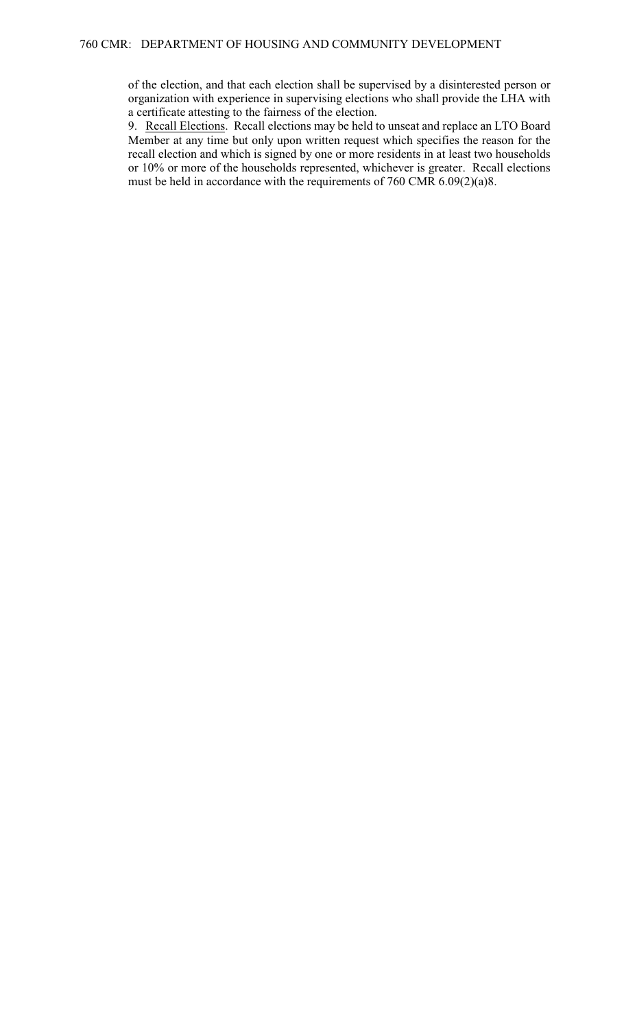of the election, and that each election shall be supervised by a disinterested person or organization with experience in supervising elections who shall provide the LHA with a certificate attesting to the fairness of the election.

9. Recall Elections. Recall elections may be held to unseat and replace an LTO Board Member at any time but only upon written request which specifies the reason for the recall election and which is signed by one or more residents in at least two households or 10% or more of the households represented, whichever is greater. Recall elections must be held in accordance with the requirements of 760 CMR 6.09(2)(a)8.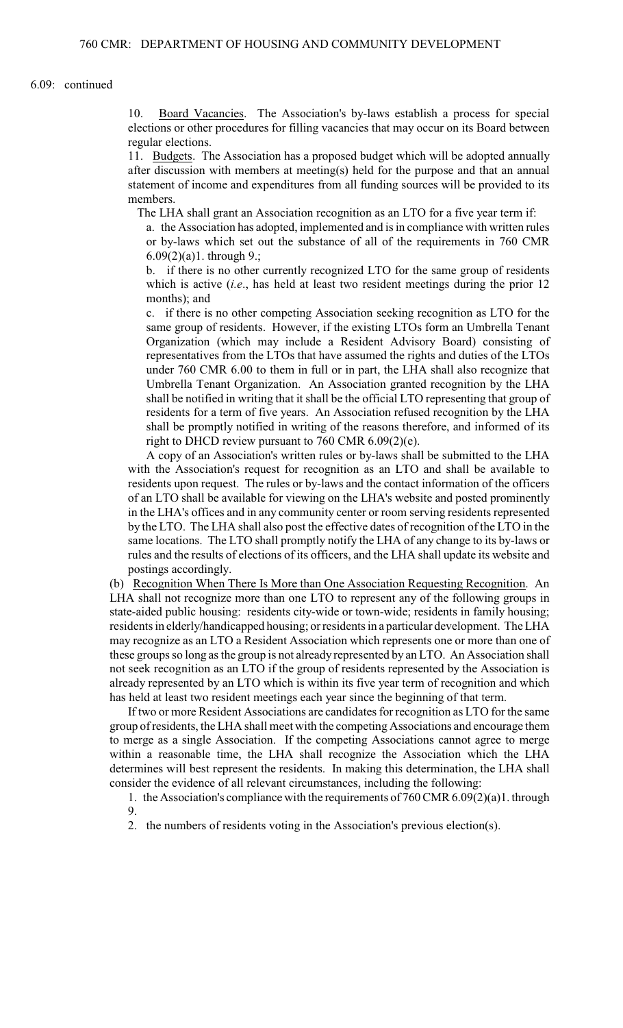6.09: continued

10. Board Vacancies. The Association's by-laws establish a process for special elections or other procedures for filling vacancies that may occur on its Board between regular elections.

11. Budgets. The Association has a proposed budget which will be adopted annually after discussion with members at meeting(s) held for the purpose and that an annual statement of income and expenditures from all funding sources will be provided to its members.

The LHA shall grant an Association recognition as an LTO for a five year term if:

a. the Association has adopted, implemented and is in compliance with written rules or by-laws which set out the substance of all of the requirements in 760 CMR 6.09(2)(a)1. through 9.;

b. if there is no other currently recognized LTO for the same group of residents which is active (*i.e*., has held at least two resident meetings during the prior 12 months); and

c. if there is no other competing Association seeking recognition as LTO for the same group of residents. However, if the existing LTOs form an Umbrella Tenant Organization (which may include a Resident Advisory Board) consisting of representatives from the LTOs that have assumed the rights and duties of the LTOs under 760 CMR 6.00 to them in full or in part, the LHA shall also recognize that Umbrella Tenant Organization. An Association granted recognition by the LHA shall be notified in writing that it shall be the official LTO representing that group of residents for a term of five years. An Association refused recognition by the LHA shall be promptly notified in writing of the reasons therefore, and informed of its right to DHCD review pursuant to 760 CMR 6.09(2)(e).

A copy of an Association's written rules or by-laws shall be submitted to the LHA with the Association's request for recognition as an LTO and shall be available to residents upon request. The rules or by-laws and the contact information of the officers of an LTO shall be available for viewing on the LHA's website and posted prominently in the LHA's offices and in any community center or room serving residents represented by the LTO. The LHA shall also post the effective dates of recognition of the LTO in the same locations. The LTO shall promptly notify the LHA of any change to its by-laws or rules and the results of elections of its officers, and the LHA shall update its website and postings accordingly.

(b) Recognition When There Is More than One Association Requesting Recognition. An LHA shall not recognize more than one LTO to represent any of the following groups in state-aided public housing: residents city-wide or town-wide; residents in family housing; residents in elderly/handicapped housing; or residents in a particular development. The LHA may recognize as an LTO a Resident Association which represents one or more than one of these groups so long as the group is not already represented by an LTO. An Association shall not seek recognition as an LTO if the group of residents represented by the Association is already represented by an LTO which is within its five year term of recognition and which has held at least two resident meetings each year since the beginning of that term.

If two or more Resident Associations are candidates for recognition as LTO for the same group of residents, the LHA shall meet with the competing Associations and encourage them to merge as a single Association. If the competing Associations cannot agree to merge within a reasonable time, the LHA shall recognize the Association which the LHA determines will best represent the residents. In making this determination, the LHA shall consider the evidence of all relevant circumstances, including the following:

1. the Association's compliance with the requirements of 760 CMR 6.09(2)(a)1. through 9.

2. the numbers of residents voting in the Association's previous election(s).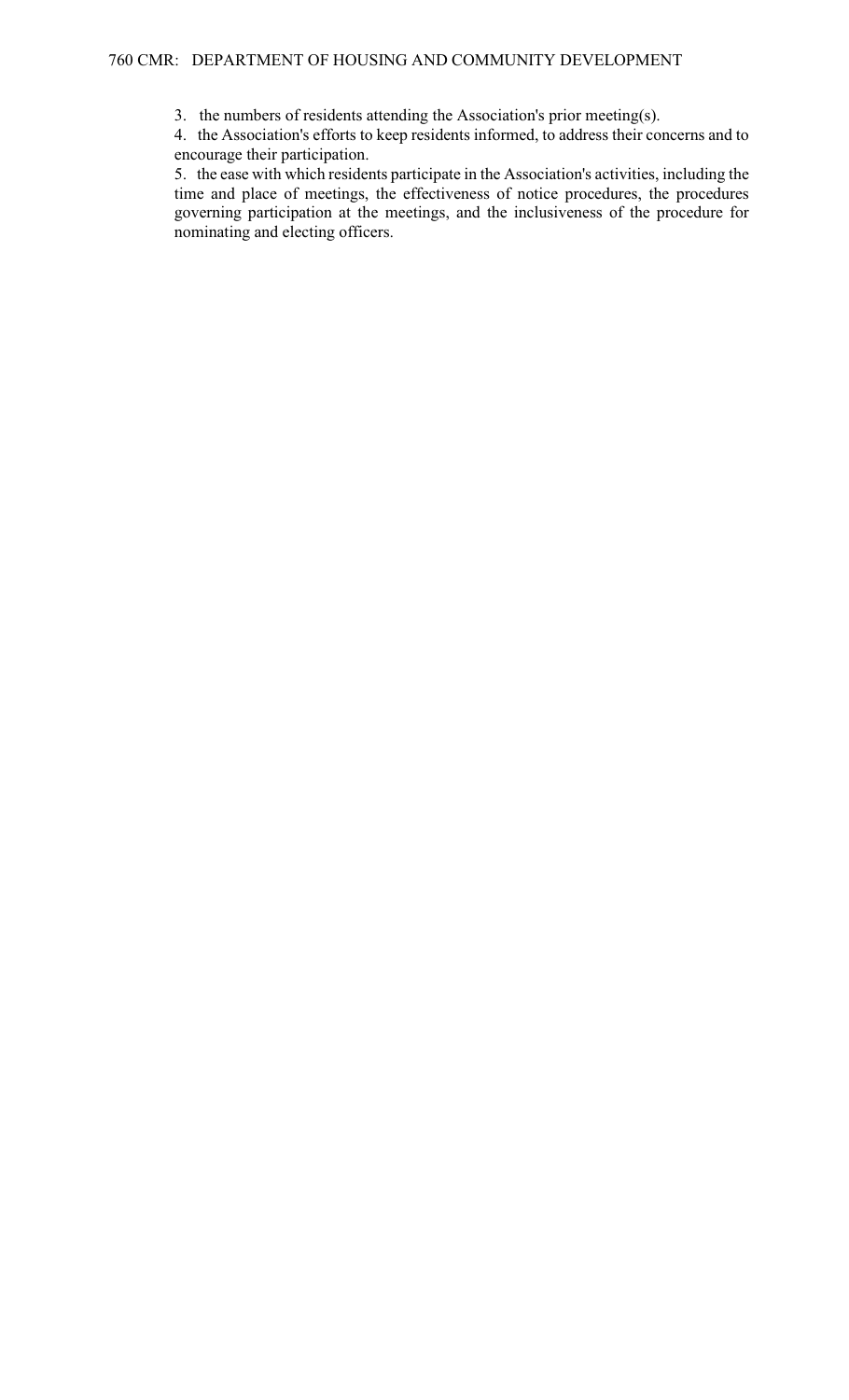3. the numbers of residents attending the Association's prior meeting(s).

4. the Association's efforts to keep residents informed, to address their concerns and to encourage their participation.

5. the ease with which residents participate in the Association's activities, including the time and place of meetings, the effectiveness of notice procedures, the procedures governing participation at the meetings, and the inclusiveness of the procedure for nominating and electing officers.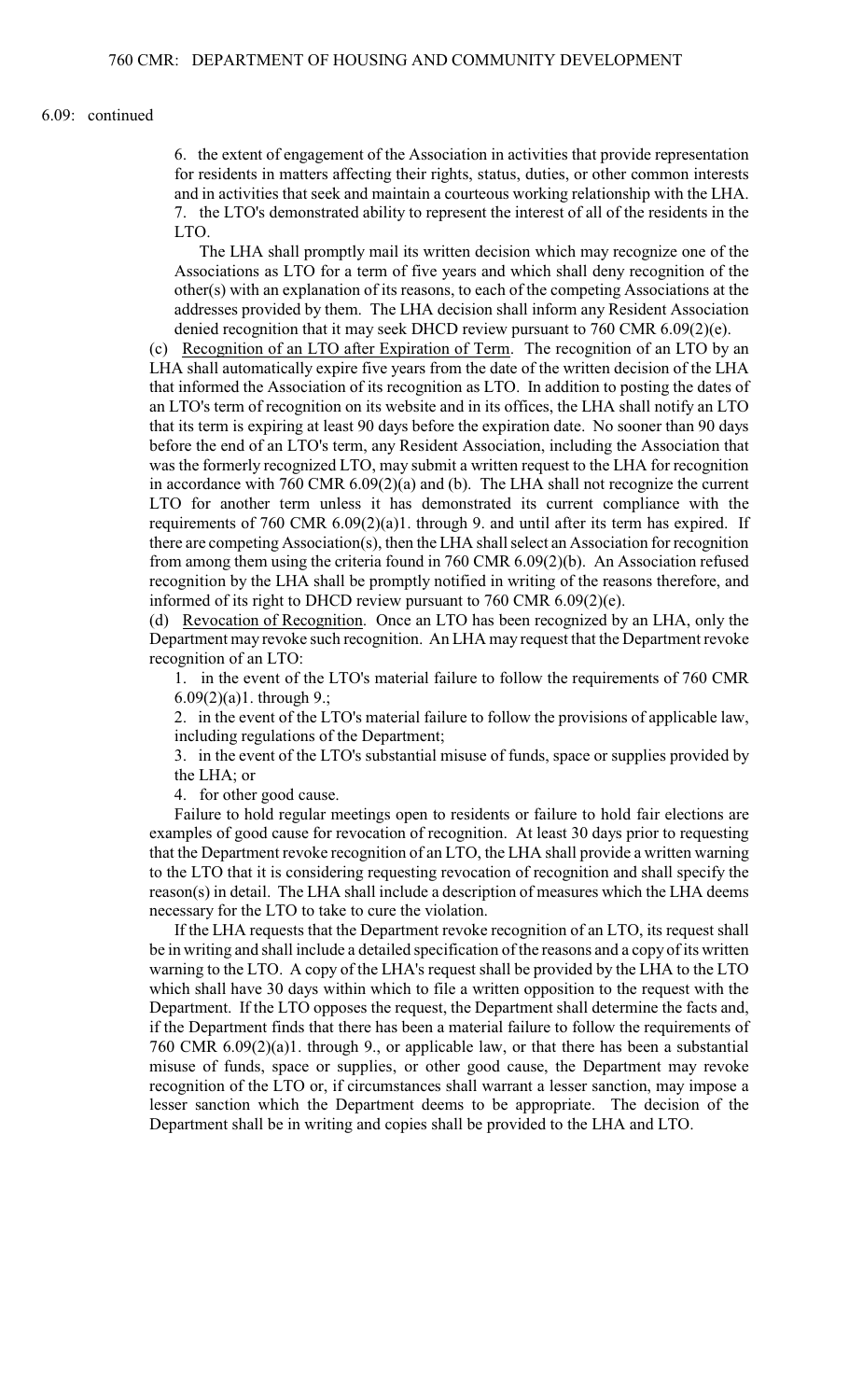6.09: continued

6. the extent of engagement of the Association in activities that provide representation for residents in matters affecting their rights, status, duties, or other common interests and in activities that seek and maintain a courteous working relationship with the LHA.
7. the LTO's demonstrated ability to represent the interest of all of the residents in the LTO.

The LHA shall promptly mail its written decision which may recognize one of the Associations as LTO for a term of five years and which shall deny recognition of the other(s) with an explanation of its reasons, to each of the competing Associations at the addresses provided by them. The LHA decision shall inform any Resident Association denied recognition that it may seek DHCD review pursuant to 760 CMR 6.09(2)(e).

(c) Recognition of an LTO after Expiration of Term. The recognition of an LTO by an LHA shall automatically expire five years from the date of the written decision of the LHA that informed the Association of its recognition as LTO. In addition to posting the dates of an LTO's term of recognition on its website and in its offices, the LHA shall notify an LTO that its term is expiring at least 90 days before the expiration date. No sooner than 90 days before the end of an LTO's term, any Resident Association, including the Association that was the formerly recognized LTO, may submit a written request to the LHA for recognition in accordance with 760 CMR 6.09(2)(a) and (b). The LHA shall not recognize the current LTO for another term unless it has demonstrated its current compliance with the requirements of 760 CMR 6.09(2)(a)1. through 9. and until after its term has expired. If there are competing Association(s), then the LHA shall select an Association for recognition from among them using the criteria found in 760 CMR 6.09(2)(b). An Association refused recognition by the LHA shall be promptly notified in writing of the reasons therefore, and informed of its right to DHCD review pursuant to 760 CMR 6.09(2)(e).

(d) Revocation of Recognition. Once an LTO has been recognized by an LHA, only the Department may revoke such recognition. An LHA may request that the Department revoke recognition of an LTO:

1. in the event of the LTO's material failure to follow the requirements of 760 CMR 6.09(2)(a)1. through 9.;
2. in the event of the LTO's material failure to follow the provisions of applicable law, including regulations of the Department;
3. in the event of the LTO's substantial misuse of funds, space or supplies provided by the LHA; or
4. for other good cause.

Failure to hold regular meetings open to residents or failure to hold fair elections are examples of good cause for revocation of recognition. At least 30 days prior to requesting that the Department revoke recognition of an LTO, the LHA shall provide a written warning to the LTO that it is considering requesting revocation of recognition and shall specify the reason(s) in detail. The LHA shall include a description of measures which the LHA deems necessary for the LTO to take to cure the violation.

If the LHA requests that the Department revoke recognition of an LTO, its request shall be in writing and shall include a detailed specification of the reasons and a copy of its written warning to the LTO. A copy of the LHA's request shall be provided by the LHA to the LTO which shall have 30 days within which to file a written opposition to the request with the Department. If the LTO opposes the request, the Department shall determine the facts and, if the Department finds that there has been a material failure to follow the requirements of 760 CMR 6.09(2)(a)1. through 9., or applicable law, or that there has been a substantial misuse of funds, space or supplies, or other good cause, the Department may revoke recognition of the LTO or, if circumstances shall warrant a lesser sanction, may impose a lesser sanction which the Department deems to be appropriate. The decision of the Department shall be in writing and copies shall be provided to the LHA and LTO.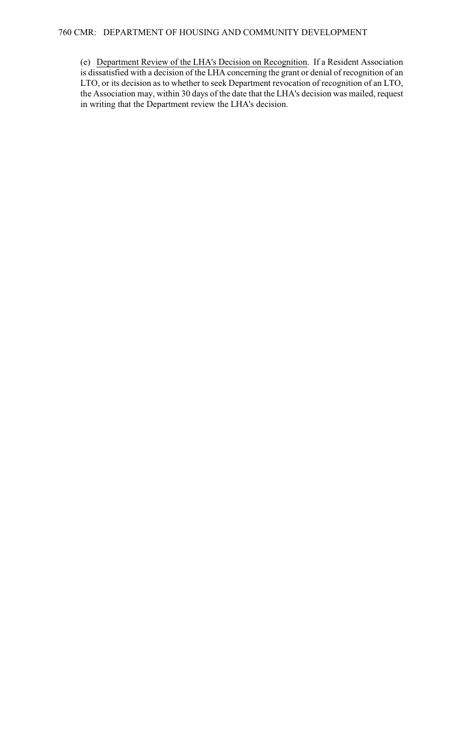(e) Department Review of the LHA's Decision on Recognition. If a Resident Association is dissatisfied with a decision of the LHA concerning the grant or denial of recognition of an LTO, or its decision as to whether to seek Department revocation of recognition of an LTO, the Association may, within 30 days of the date that the LHA's decision was mailed, request in writing that the Department review the LHA's decision.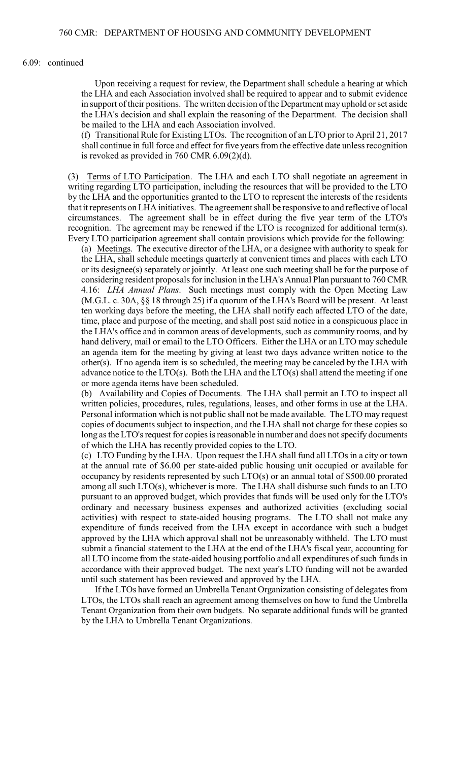6.09: continued

Upon receiving a request for review, the Department shall schedule a hearing at which the LHA and each Association involved shall be required to appear and to submit evidence in support of their positions. The written decision of the Department may uphold or set aside the LHA's decision and shall explain the reasoning of the Department. The decision shall be mailed to the LHA and each Association involved.

(f) Transitional Rule for Existing LTOs. The recognition of an LTO prior to April 21, 2017 shall continue in full force and effect for five years from the effective date unless recognition is revoked as provided in 760 CMR 6.09(2)(d).

(3) Terms of LTO Participation. The LHA and each LTO shall negotiate an agreement in writing regarding LTO participation, including the resources that will be provided to the LTO by the LHA and the opportunities granted to the LTO to represent the interests of the residents that it represents on LHA initiatives. The agreement shall be responsive to and reflective of local circumstances. The agreement shall be in effect during the five year term of the LTO's recognition. The agreement may be renewed if the LTO is recognized for additional term(s). Every LTO participation agreement shall contain provisions which provide for the following:

(a) Meetings. The executive director of the LHA, or a designee with authority to speak for the LHA, shall schedule meetings quarterly at convenient times and places with each LTO or its designee(s) separately or jointly. At least one such meeting shall be for the purpose of considering resident proposals for inclusion in the LHA's Annual Plan pursuant to 760 CMR 4.16: *LHA Annual Plans*. Such meetings must comply with the Open Meeting Law (M.G.L. c. 30A, §§ 18 through 25) if a quorum of the LHA's Board will be present. At least ten working days before the meeting, the LHA shall notify each affected LTO of the date, time, place and purpose of the meeting, and shall post said notice in a conspicuous place in the LHA's office and in common areas of developments, such as community rooms, and by hand delivery, mail or email to the LTO Officers. Either the LHA or an LTO may schedule an agenda item for the meeting by giving at least two days advance written notice to the other(s). If no agenda item is so scheduled, the meeting may be canceled by the LHA with advance notice to the LTO(s). Both the LHA and the LTO(s) shall attend the meeting if one or more agenda items have been scheduled.

(b) Availability and Copies of Documents. The LHA shall permit an LTO to inspect all written policies, procedures, rules, regulations, leases, and other forms in use at the LHA. Personal information which is not public shall not be made available. The LTO may request copies of documents subject to inspection, and the LHA shall not charge for these copies so long as the LTO's request for copies is reasonable in number and does not specify documents of which the LHA has recently provided copies to the LTO.

(c) LTO Funding by the LHA. Upon request the LHA shall fund all LTOs in a city or town at the annual rate of $6.00 per state-aided public housing unit occupied or available for occupancy by residents represented by such LTO(s) or an annual total of $500.00 prorated among all such LTO(s), whichever is more. The LHA shall disburse such funds to an LTO pursuant to an approved budget, which provides that funds will be used only for the LTO's ordinary and necessary business expenses and authorized activities (excluding social activities) with respect to state-aided housing programs. The LTO shall not make any expenditure of funds received from the LHA except in accordance with such a budget approved by the LHA which approval shall not be unreasonably withheld. The LTO must submit a financial statement to the LHA at the end of the LHA's fiscal year, accounting for all LTO income from the state-aided housing portfolio and all expenditures of such funds in accordance with their approved budget. The next year's LTO funding will not be awarded until such statement has been reviewed and approved by the LHA.

If the LTOs have formed an Umbrella Tenant Organization consisting of delegates from LTOs, the LTOs shall reach an agreement among themselves on how to fund the Umbrella Tenant Organization from their own budgets. No separate additional funds will be granted by the LHA to Umbrella Tenant Organizations.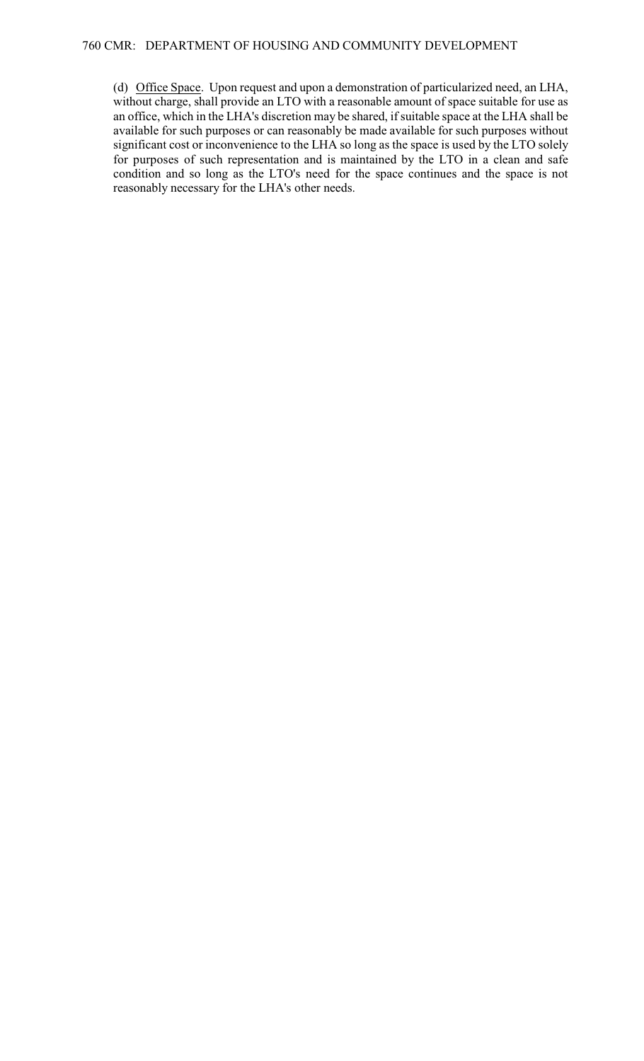(d) Office Space. Upon request and upon a demonstration of particularized need, an LHA, without charge, shall provide an LTO with a reasonable amount of space suitable for use as an office, which in the LHA's discretion may be shared, if suitable space at the LHA shall be available for such purposes or can reasonably be made available for such purposes without significant cost or inconvenience to the LHA so long as the space is used by the LTO solely for purposes of such representation and is maintained by the LTO in a clean and safe condition and so long as the LTO's need for the space continues and the space is not reasonably necessary for the LHA's other needs.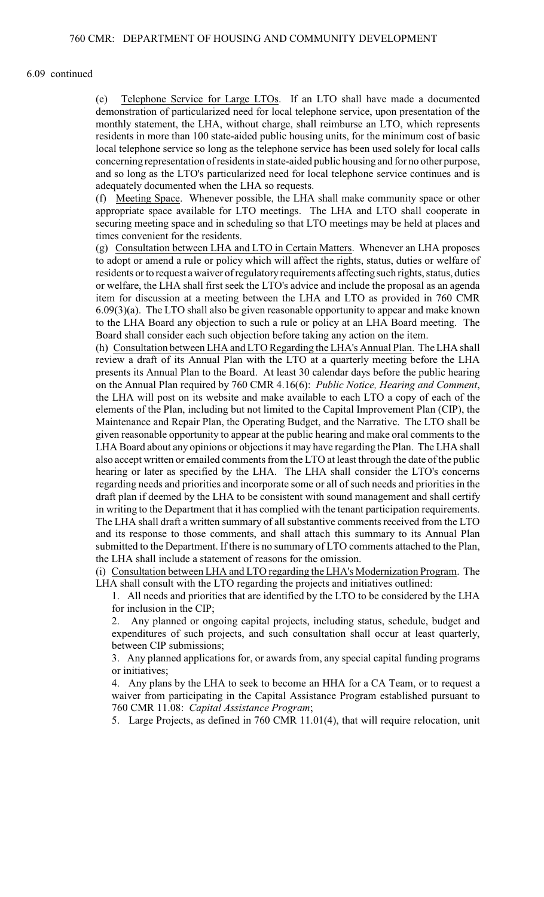6.09 continued

(e) Telephone Service for Large LTOs. If an LTO shall have made a documented demonstration of particularized need for local telephone service, upon presentation of the monthly statement, the LHA, without charge, shall reimburse an LTO, which represents residents in more than 100 state-aided public housing units, for the minimum cost of basic local telephone service so long as the telephone service has been used solely for local calls concerning representation of residents in state-aided public housing and for no other purpose, and so long as the LTO's particularized need for local telephone service continues and is adequately documented when the LHA so requests.

(f) Meeting Space. Whenever possible, the LHA shall make community space or other appropriate space available for LTO meetings. The LHA and LTO shall cooperate in securing meeting space and in scheduling so that LTO meetings may be held at places and times convenient for the residents.

(g) Consultation between LHA and LTO in Certain Matters. Whenever an LHA proposes to adopt or amend a rule or policy which will affect the rights, status, duties or welfare of residents or to request a waiver of regulatory requirements affecting such rights, status, duties or welfare, the LHA shall first seek the LTO's advice and include the proposal as an agenda item for discussion at a meeting between the LHA and LTO as provided in 760 CMR 6.09(3)(a). The LTO shall also be given reasonable opportunity to appear and make known to the LHA Board any objection to such a rule or policy at an LHA Board meeting. The Board shall consider each such objection before taking any action on the item.

(h) Consultation between LHA and LTO Regarding the LHA's Annual Plan. The LHA shall review a draft of its Annual Plan with the LTO at a quarterly meeting before the LHA presents its Annual Plan to the Board. At least 30 calendar days before the public hearing on the Annual Plan required by 760 CMR 4.16(6): *Public Notice, Hearing and Comment*, the LHA will post on its website and make available to each LTO a copy of each of the elements of the Plan, including but not limited to the Capital Improvement Plan (CIP), the Maintenance and Repair Plan, the Operating Budget, and the Narrative. The LTO shall be given reasonable opportunity to appear at the public hearing and make oral comments to the LHA Board about any opinions or objections it may have regarding the Plan. The LHA shall also accept written or emailed comments from the LTO at least through the date of the public hearing or later as specified by the LHA. The LHA shall consider the LTO's concerns regarding needs and priorities and incorporate some or all of such needs and priorities in the draft plan if deemed by the LHA to be consistent with sound management and shall certify in writing to the Department that it has complied with the tenant participation requirements. The LHA shall draft a written summary of all substantive comments received from the LTO and its response to those comments, and shall attach this summary to its Annual Plan submitted to the Department. If there is no summary of LTO comments attached to the Plan, the LHA shall include a statement of reasons for the omission.

(i) Consultation between LHA and LTO regarding the LHA's Modernization Program. The LHA shall consult with the LTO regarding the projects and initiatives outlined:

1. All needs and priorities that are identified by the LTO to be considered by the LHA for inclusion in the CIP;
2. Any planned or ongoing capital projects, including status, schedule, budget and expenditures of such projects, and such consultation shall occur at least quarterly, between CIP submissions;
3. Any planned applications for, or awards from, any special capital funding programs or initiatives;
4. Any plans by the LHA to seek to become an HHA for a CA Team, or to request a waiver from participating in the Capital Assistance Program established pursuant to 760 CMR 11.08: *Capital Assistance Program*;
5. Large Projects, as defined in 760 CMR 11.01(4), that will require relocation, unit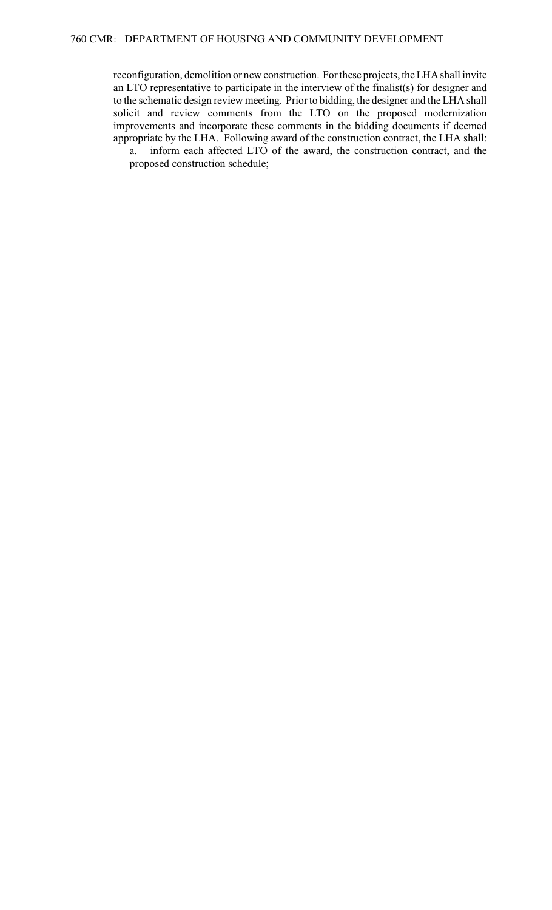reconfiguration, demolition or new construction. For these projects, the LHA shall invite an LTO representative to participate in the interview of the finalist(s) for designer and to the schematic design review meeting. Prior to bidding, the designer and the LHA shall solicit and review comments from the LTO on the proposed modernization improvements and incorporate these comments in the bidding documents if deemed appropriate by the LHA. Following award of the construction contract, the LHA shall:

a. inform each affected LTO of the award, the construction contract, and the proposed construction schedule;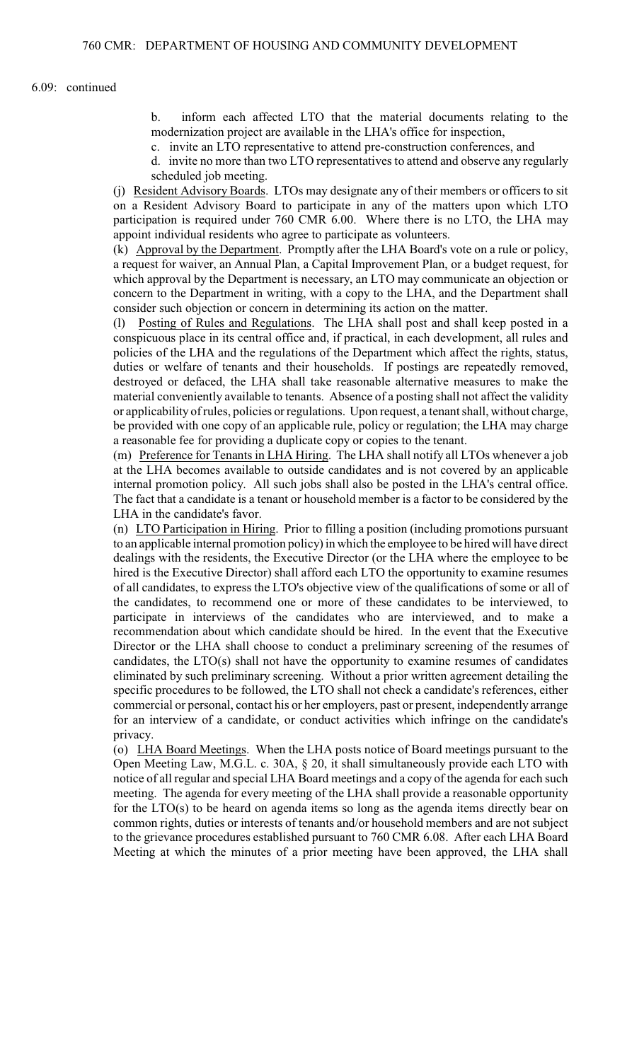6.09: continued

b. inform each affected LTO that the material documents relating to the modernization project are available in the LHA's office for inspection,

c. invite an LTO representative to attend pre-construction conferences, and

d. invite no more than two LTO representatives to attend and observe any regularly scheduled job meeting.

(j) Resident Advisory Boards. LTOs may designate any of their members or officers to sit on a Resident Advisory Board to participate in any of the matters upon which LTO participation is required under 760 CMR 6.00. Where there is no LTO, the LHA may appoint individual residents who agree to participate as volunteers.

(k) Approval by the Department. Promptly after the LHA Board's vote on a rule or policy, a request for waiver, an Annual Plan, a Capital Improvement Plan, or a budget request, for which approval by the Department is necessary, an LTO may communicate an objection or concern to the Department in writing, with a copy to the LHA, and the Department shall consider such objection or concern in determining its action on the matter.

(l) Posting of Rules and Regulations. The LHA shall post and shall keep posted in a conspicuous place in its central office and, if practical, in each development, all rules and policies of the LHA and the regulations of the Department which affect the rights, status, duties or welfare of tenants and their households. If postings are repeatedly removed, destroyed or defaced, the LHA shall take reasonable alternative measures to make the material conveniently available to tenants. Absence of a posting shall not affect the validity or applicability of rules, policies or regulations. Upon request, a tenant shall, without charge, be provided with one copy of an applicable rule, policy or regulation; the LHA may charge a reasonable fee for providing a duplicate copy or copies to the tenant.

(m) Preference for Tenants in LHA Hiring. The LHA shall notify all LTOs whenever a job at the LHA becomes available to outside candidates and is not covered by an applicable internal promotion policy. All such jobs shall also be posted in the LHA's central office. The fact that a candidate is a tenant or household member is a factor to be considered by the LHA in the candidate's favor.

(n) LTO Participation in Hiring. Prior to filling a position (including promotions pursuant to an applicable internal promotion policy) in which the employee to be hired will have direct dealings with the residents, the Executive Director (or the LHA where the employee to be hired is the Executive Director) shall afford each LTO the opportunity to examine resumes of all candidates, to express the LTO's objective view of the qualifications of some or all of the candidates, to recommend one or more of these candidates to be interviewed, to participate in interviews of the candidates who are interviewed, and to make a recommendation about which candidate should be hired. In the event that the Executive Director or the LHA shall choose to conduct a preliminary screening of the resumes of candidates, the LTO(s) shall not have the opportunity to examine resumes of candidates eliminated by such preliminary screening. Without a prior written agreement detailing the specific procedures to be followed, the LTO shall not check a candidate's references, either commercial or personal, contact his or her employers, past or present, independently arrange for an interview of a candidate, or conduct activities which infringe on the candidate's privacy.

(o) LHA Board Meetings. When the LHA posts notice of Board meetings pursuant to the Open Meeting Law, M.G.L. c. 30A, § 20, it shall simultaneously provide each LTO with notice of all regular and special LHA Board meetings and a copy of the agenda for each such meeting. The agenda for every meeting of the LHA shall provide a reasonable opportunity for the LTO(s) to be heard on agenda items so long as the agenda items directly bear on common rights, duties or interests of tenants and/or household members and are not subject to the grievance procedures established pursuant to 760 CMR 6.08. After each LHA Board Meeting at which the minutes of a prior meeting have been approved, the LHA shall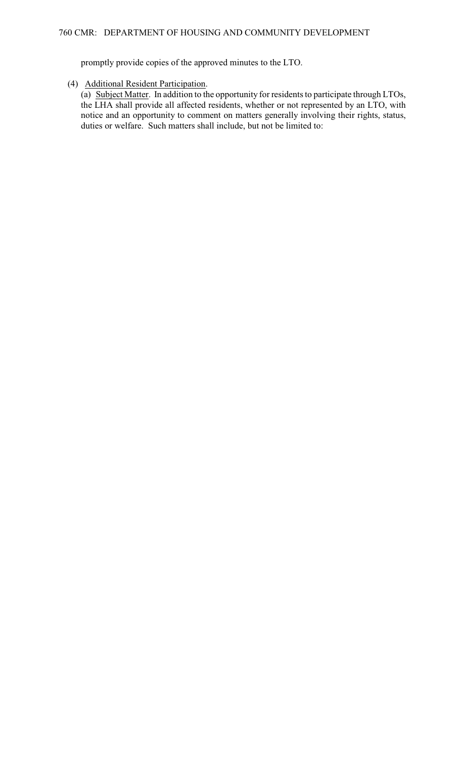promptly provide copies of the approved minutes to the LTO.

(4) Additional Resident Participation.

(a) Subject Matter. In addition to the opportunity for residents to participate through LTOs, the LHA shall provide all affected residents, whether or not represented by an LTO, with notice and an opportunity to comment on matters generally involving their rights, status, duties or welfare. Such matters shall include, but not be limited to: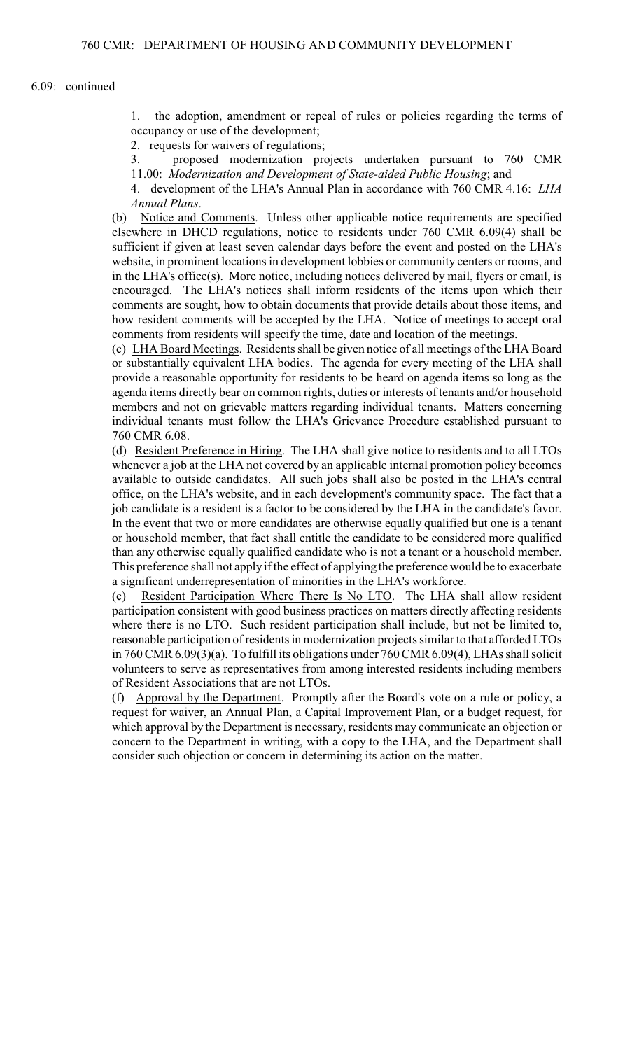6.09: continued

1. the adoption, amendment or repeal of rules or policies regarding the terms of occupancy or use of the development;
2. requests for waivers of regulations;
3. proposed modernization projects undertaken pursuant to 760 CMR 11.00: *Modernization and Development of State-aided Public Housing*; and
4. development of the LHA's Annual Plan in accordance with 760 CMR 4.16: *LHA Annual Plans*.

(b) Notice and Comments. Unless other applicable notice requirements are specified elsewhere in DHCD regulations, notice to residents under 760 CMR 6.09(4) shall be sufficient if given at least seven calendar days before the event and posted on the LHA's website, in prominent locations in development lobbies or community centers or rooms, and in the LHA's office(s). More notice, including notices delivered by mail, flyers or email, is encouraged. The LHA's notices shall inform residents of the items upon which their comments are sought, how to obtain documents that provide details about those items, and how resident comments will be accepted by the LHA. Notice of meetings to accept oral comments from residents will specify the time, date and location of the meetings.

(c) LHA Board Meetings. Residents shall be given notice of all meetings of the LHA Board or substantially equivalent LHA bodies. The agenda for every meeting of the LHA shall provide a reasonable opportunity for residents to be heard on agenda items so long as the agenda items directly bear on common rights, duties or interests of tenants and/or household members and not on grievable matters regarding individual tenants. Matters concerning individual tenants must follow the LHA's Grievance Procedure established pursuant to 760 CMR 6.08.

(d) Resident Preference in Hiring. The LHA shall give notice to residents and to all LTOs whenever a job at the LHA not covered by an applicable internal promotion policy becomes available to outside candidates. All such jobs shall also be posted in the LHA's central office, on the LHA's website, and in each development's community space. The fact that a job candidate is a resident is a factor to be considered by the LHA in the candidate's favor. In the event that two or more candidates are otherwise equally qualified but one is a tenant or household member, that fact shall entitle the candidate to be considered more qualified than any otherwise equally qualified candidate who is not a tenant or a household member. This preference shall not apply if the effect of applying the preference would be to exacerbate a significant underrepresentation of minorities in the LHA's workforce.

(e) Resident Participation Where There Is No LTO. The LHA shall allow resident participation consistent with good business practices on matters directly affecting residents where there is no LTO. Such resident participation shall include, but not be limited to, reasonable participation of residents in modernization projects similar to that afforded LTOs in 760 CMR 6.09(3)(a). To fulfill its obligations under 760 CMR 6.09(4), LHAs shall solicit volunteers to serve as representatives from among interested residents including members of Resident Associations that are not LTOs.

(f) Approval by the Department. Promptly after the Board's vote on a rule or policy, a request for waiver, an Annual Plan, a Capital Improvement Plan, or a budget request, for which approval by the Department is necessary, residents may communicate an objection or concern to the Department in writing, with a copy to the LHA, and the Department shall consider such objection or concern in determining its action on the matter.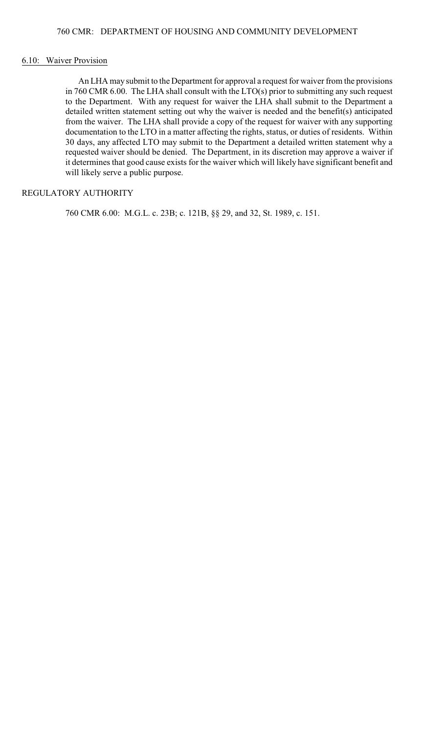6.10: Waiver Provision

An LHA may submit to the Department for approval a request for waiver from the provisions in 760 CMR 6.00. The LHA shall consult with the LTO(s) prior to submitting any such request to the Department. With any request for waiver the LHA shall submit to the Department a detailed written statement setting out why the waiver is needed and the benefit(s) anticipated from the waiver. The LHA shall provide a copy of the request for waiver with any supporting documentation to the LTO in a matter affecting the rights, status, or duties of residents. Within 30 days, any affected LTO may submit to the Department a detailed written statement why a requested waiver should be denied. The Department, in its discretion may approve a waiver if it determines that good cause exists for the waiver which will likely have significant benefit and will likely serve a public purpose.

REGULATORY AUTHORITY

760 CMR 6.00: M.G.L. c. 23B; c. 121B, §§ 29, and 32, St. 1989, c. 151.